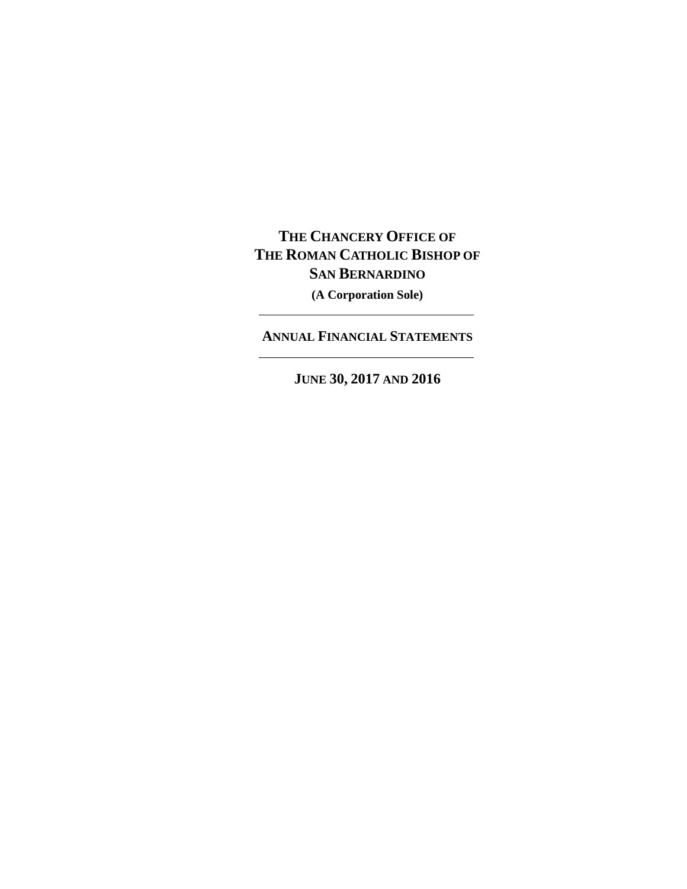# THE CHANCERY OFFICE OF THE ROMAN CATHOLIC BISHOP OF SAN BERNARDINO

**(A Corporation Sole)**

---

## ANNUAL FINANCIAL STATEMENTS

---

**JUNE 30, 2017 AND 2016**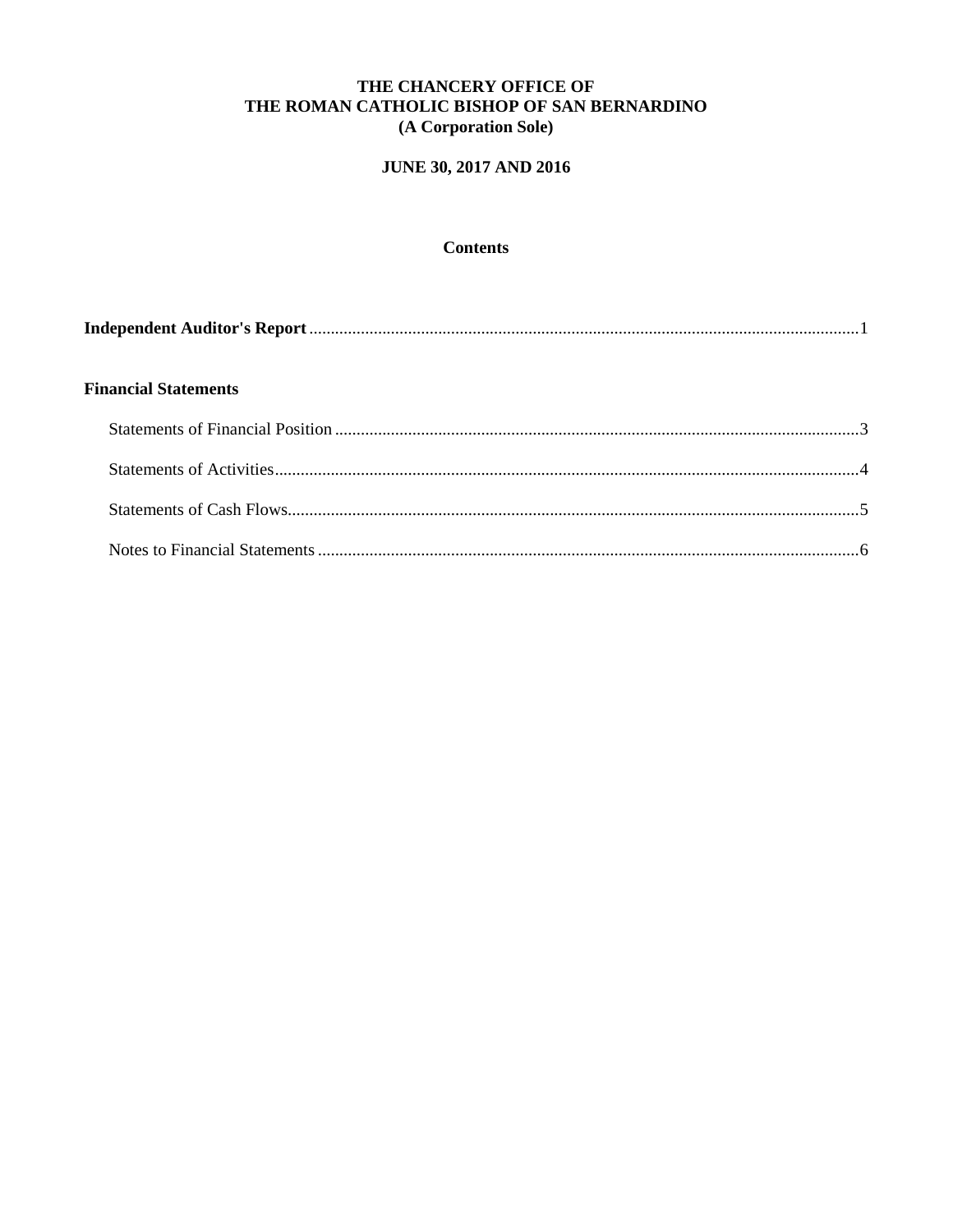**THE CHANCERY OFFICE OF**
**THE ROMAN CATHOLIC BISHOP OF SAN BERNARDINO**
**(A Corporation Sole)**

**JUNE 30, 2017 AND 2016**

## Contents

**Independent Auditor's Report** ........................................................................ 1

**Financial Statements**

Statements of Financial Position ........................................................................ 3

Statements of Activities ........................................................................ 4

Statements of Cash Flows ........................................................................ 5

Notes to Financial Statements ........................................................................ 6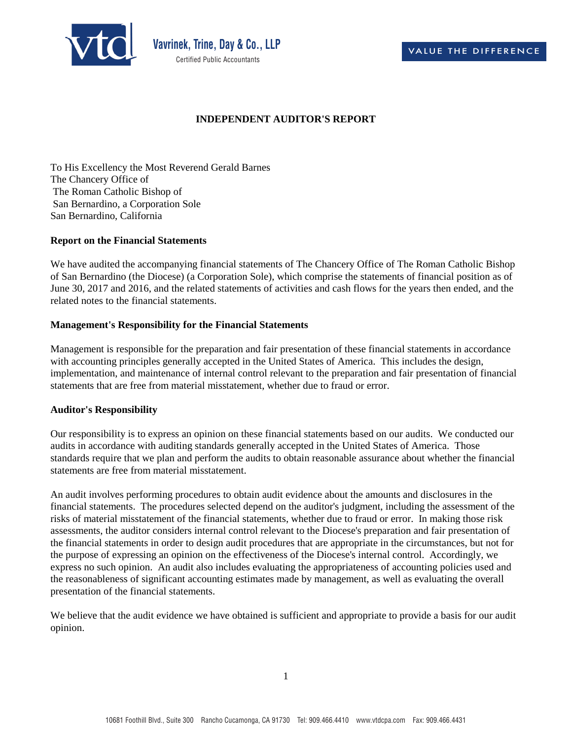Vavrinek, Trine, Day & Co., LLP
Certified Public Accountants

VALUE THE DIFFERENCE

# INDEPENDENT AUDITOR'S REPORT

To His Excellency the Most Reverend Gerald Barnes
The Chancery Office of
The Roman Catholic Bishop of
San Bernardino, a Corporation Sole
San Bernardino, California

## Report on the Financial Statements

We have audited the accompanying financial statements of The Chancery Office of The Roman Catholic Bishop of San Bernardino (the Diocese) (a Corporation Sole), which comprise the statements of financial position as of June 30, 2017 and 2016, and the related statements of activities and cash flows for the years then ended, and the related notes to the financial statements.

## Management's Responsibility for the Financial Statements

Management is responsible for the preparation and fair presentation of these financial statements in accordance with accounting principles generally accepted in the United States of America. This includes the design, implementation, and maintenance of internal control relevant to the preparation and fair presentation of financial statements that are free from material misstatement, whether due to fraud or error.

## Auditor's Responsibility

Our responsibility is to express an opinion on these financial statements based on our audits. We conducted our audits in accordance with auditing standards generally accepted in the United States of America. Those standards require that we plan and perform the audits to obtain reasonable assurance about whether the financial statements are free from material misstatement.

An audit involves performing procedures to obtain audit evidence about the amounts and disclosures in the financial statements. The procedures selected depend on the auditor's judgment, including the assessment of the risks of material misstatement of the financial statements, whether due to fraud or error. In making those risk assessments, the auditor considers internal control relevant to the Diocese's preparation and fair presentation of the financial statements in order to design audit procedures that are appropriate in the circumstances, but not for the purpose of expressing an opinion on the effectiveness of the Diocese's internal control. Accordingly, we express no such opinion. An audit also includes evaluating the appropriateness of accounting policies used and the reasonableness of significant accounting estimates made by management, as well as evaluating the overall presentation of the financial statements.

We believe that the audit evidence we have obtained is sufficient and appropriate to provide a basis for our audit opinion.

10681 Foothill Blvd., Suite 300 Rancho Cucamonga, CA 91730 Tel: 909.466.4410 www.vtdcpa.com Fax: 909.466.4431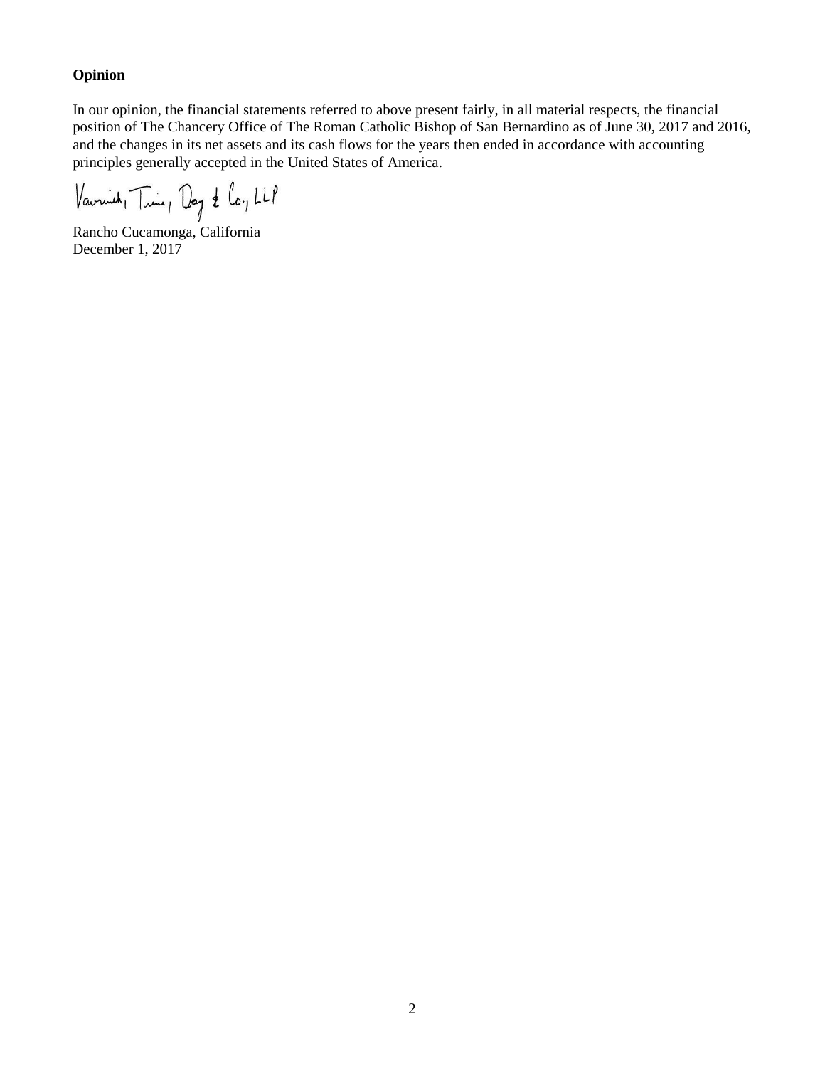**Opinion**

In our opinion, the financial statements referred to above present fairly, in all material respects, the financial position of The Chancery Office of The Roman Catholic Bishop of San Bernardino as of June 30, 2017 and 2016, and the changes in its net assets and its cash flows for the years then ended in accordance with accounting principles generally accepted in the United States of America.

Vavrinek, Trine, Day & Co., LLP

Rancho Cucamonga, California
December 1, 2017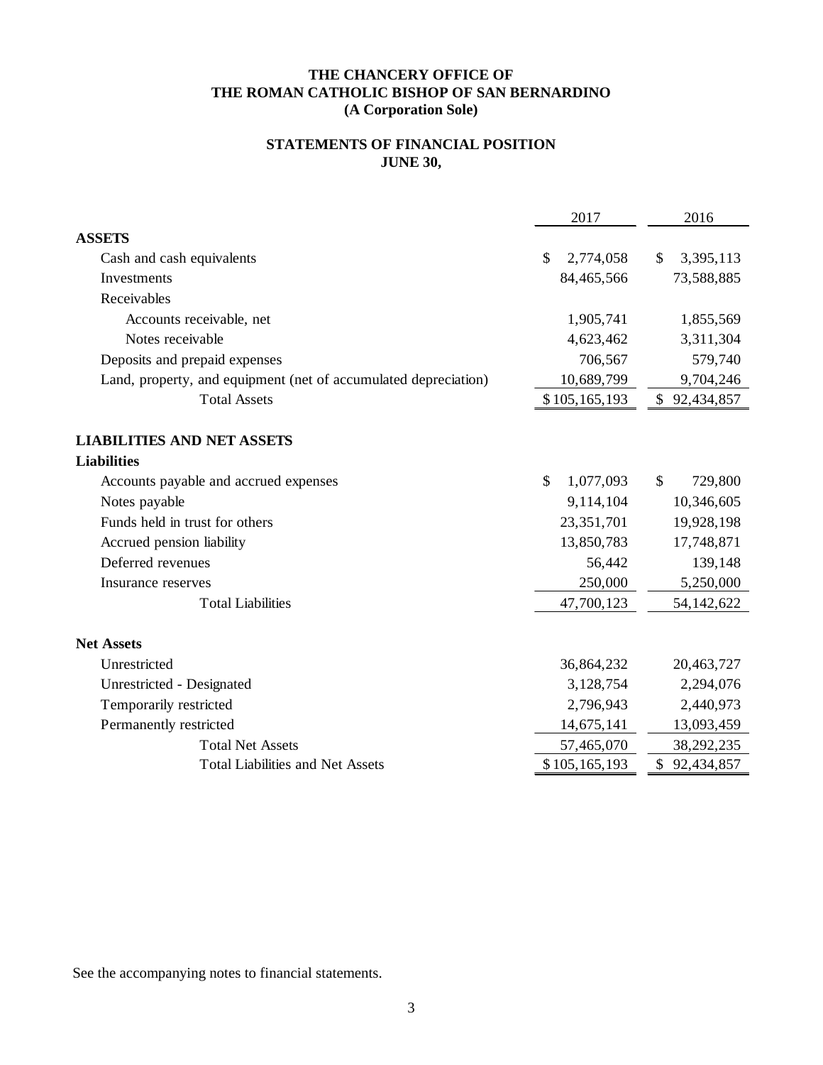**THE CHANCERY OFFICE OF**
**THE ROMAN CATHOLIC BISHOP OF SAN BERNARDINO**
**(A Corporation Sole)**

**STATEMENTS OF FINANCIAL POSITION**
**JUNE 30,**

| | 2017 | 2016 |
|---|---|---|
| **ASSETS** | | |
| Cash and cash equivalents | $ 2,774,058 | $ 3,395,113 |
| Investments | 84,465,566 | 73,588,885 |
| Receivables | | |
| Accounts receivable, net | 1,905,741 | 1,855,569 |
| Notes receivable | 4,623,462 | 3,311,304 |
| Deposits and prepaid expenses | 706,567 | 579,740 |
| Land, property, and equipment (net of accumulated depreciation) | 10,689,799 | 9,704,246 |
| Total Assets | $ 105,165,193 | $ 92,434,857 |
| | | |
| **LIABILITIES AND NET ASSETS** | | |
| **Liabilities** | | |
| Accounts payable and accrued expenses | $ 1,077,093 | $ 729,800 |
| Notes payable | 9,114,104 | 10,346,605 |
| Funds held in trust for others | 23,351,701 | 19,928,198 |
| Accrued pension liability | 13,850,783 | 17,748,871 |
| Deferred revenues | 56,442 | 139,148 |
| Insurance reserves | 250,000 | 5,250,000 |
| Total Liabilities | 47,700,123 | 54,142,622 |
| | | |
| **Net Assets** | | |
| Unrestricted | 36,864,232 | 20,463,727 |
| Unrestricted - Designated | 3,128,754 | 2,294,076 |
| Temporarily restricted | 2,796,943 | 2,440,973 |
| Permanently restricted | 14,675,141 | 13,093,459 |
| Total Net Assets | 57,465,070 | 38,292,235 |
| Total Liabilities and Net Assets | $ 105,165,193 | $ 92,434,857 |

See the accompanying notes to financial statements.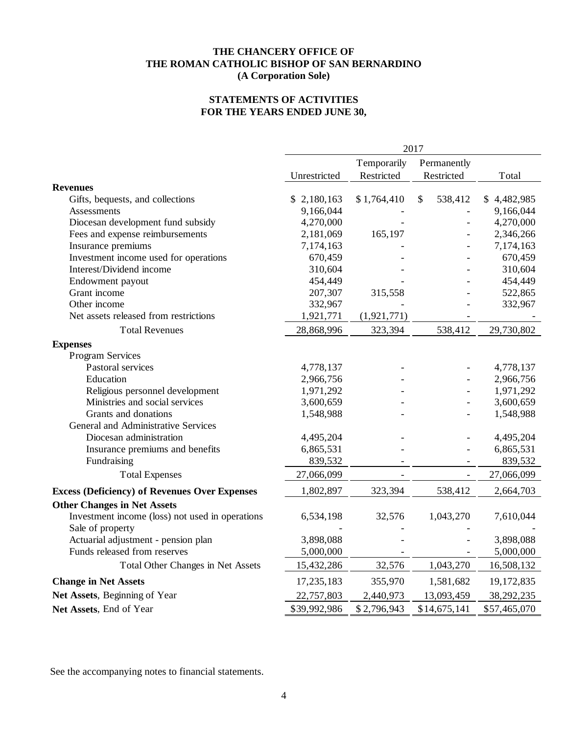**THE CHANCERY OFFICE OF**
**THE ROMAN CATHOLIC BISHOP OF SAN BERNARDINO**
**(A Corporation Sole)**

**STATEMENTS OF ACTIVITIES**
**FOR THE YEARS ENDED JUNE 30,**

| | 2017 | | | |
|---|---|---|---|---|
| | Unrestricted | Temporarily Restricted | Permanently Restricted | Total |
| **Revenues** | | | | |
| Gifts, bequests, and collections | $ 2,180,163 | $ 1,764,410 | $ 538,412 | $ 4,482,985 |
| Assessments | 9,166,044 | - | - | 9,166,044 |
| Diocesan development fund subsidy | 4,270,000 | - | - | 4,270,000 |
| Fees and expense reimbursements | 2,181,069 | 165,197 | - | 2,346,266 |
| Insurance premiums | 7,174,163 | - | - | 7,174,163 |
| Investment income used for operations | 670,459 | - | - | 670,459 |
| Interest/Dividend income | 310,604 | - | - | 310,604 |
| Endowment payout | 454,449 | - | - | 454,449 |
| Grant income | 207,307 | 315,558 | - | 522,865 |
| Other income | 332,967 | - | - | 332,967 |
| Net assets released from restrictions | 1,921,771 | (1,921,771) | - | - |
| Total Revenues | 28,868,996 | 323,394 | 538,412 | 29,730,802 |
| **Expenses** | | | | |
| Program Services | | | | |
| Pastoral services | 4,778,137 | - | - | 4,778,137 |
| Education | 2,966,756 | - | - | 2,966,756 |
| Religious personnel development | 1,971,292 | - | - | 1,971,292 |
| Ministries and social services | 3,600,659 | - | - | 3,600,659 |
| Grants and donations | 1,548,988 | - | - | 1,548,988 |
| General and Administrative Services | | | | |
| Diocesan administration | 4,495,204 | - | - | 4,495,204 |
| Insurance premiums and benefits | 6,865,531 | - | - | 6,865,531 |
| Fundraising | 839,532 | - | - | 839,532 |
| Total Expenses | 27,066,099 | - | - | 27,066,099 |
| **Excess (Deficiency) of Revenues Over Expenses** | 1,802,897 | 323,394 | 538,412 | 2,664,703 |
| **Other Changes in Net Assets** | | | | |
| Investment income (loss) not used in operations | 6,534,198 | 32,576 | 1,043,270 | 7,610,044 |
| Sale of property | - | - | - | - |
| Actuarial adjustment - pension plan | 3,898,088 | - | - | 3,898,088 |
| Funds released from reserves | 5,000,000 | - | - | 5,000,000 |
| Total Other Changes in Net Assets | 15,432,286 | 32,576 | 1,043,270 | 16,508,132 |
| **Change in Net Assets** | 17,235,183 | 355,970 | 1,581,682 | 19,172,835 |
| **Net Assets**, Beginning of Year | 22,757,803 | 2,440,973 | 13,093,459 | 38,292,235 |
| **Net Assets**, End of Year | $39,992,986 | $ 2,796,943 | $14,675,141 | $57,465,070 |

See the accompanying notes to financial statements.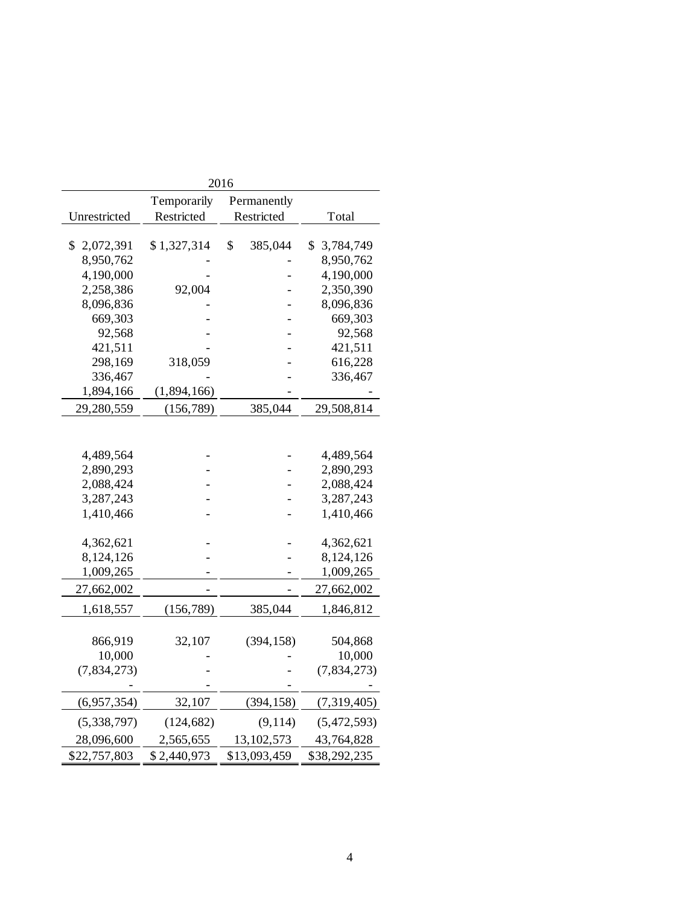| 2016 | | | |
|---|---|---|---|
| Unrestricted | Temporarily Restricted | Permanently Restricted | Total |
| $ 2,072,391 | $ 1,327,314 | $ 385,044 | $ 3,784,749 |
| 8,950,762 | - | - | 8,950,762 |
| 4,190,000 | - | - | 4,190,000 |
| 2,258,386 | 92,004 | - | 2,350,390 |
| 8,096,836 | - | - | 8,096,836 |
| 669,303 | - | - | 669,303 |
| 92,568 | - | - | 92,568 |
| 421,511 | - | - | 421,511 |
| 298,169 | 318,059 | - | 616,228 |
| 336,467 | - | - | 336,467 |
| 1,894,166 | (1,894,166) | - | - |
| 29,280,559 | (156,789) | 385,044 | 29,508,814 |
| | | | |
| 4,489,564 | - | - | 4,489,564 |
| 2,890,293 | - | - | 2,890,293 |
| 2,088,424 | - | - | 2,088,424 |
| 3,287,243 | - | - | 3,287,243 |
| 1,410,466 | - | - | 1,410,466 |
| | | | |
| 4,362,621 | - | - | 4,362,621 |
| 8,124,126 | - | - | 8,124,126 |
| 1,009,265 | - | - | 1,009,265 |
| 27,662,002 | - | - | 27,662,002 |
| 1,618,557 | (156,789) | 385,044 | 1,846,812 |
| | | | |
| 866,919 | 32,107 | (394,158) | 504,868 |
| 10,000 | - | - | 10,000 |
| (7,834,273) | - | - | (7,834,273) |
| - | - | - | - |
| (6,957,354) | 32,107 | (394,158) | (7,319,405) |
| (5,338,797) | (124,682) | (9,114) | (5,472,593) |
| 28,096,600 | 2,565,655 | 13,102,573 | 43,764,828 |
| $22,757,803 | $ 2,440,973 | $13,093,459 | $38,292,235 |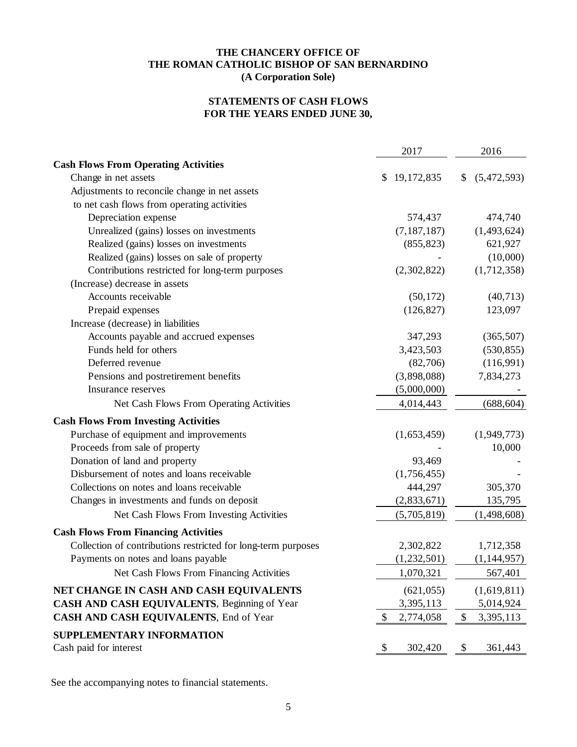# THE CHANCERY OFFICE OF THE ROMAN CATHOLIC BISHOP OF SAN BERNARDINO

**(A Corporation Sole)**

## STATEMENTS OF CASH FLOWS FOR THE YEARS ENDED JUNE 30,

| | 2017 | 2016 |
|---|---|---|
| **Cash Flows From Operating Activities** | | |
| Change in net assets | $ 19,172,835 | $ (5,472,593) |
| Adjustments to reconcile change in net assets to net cash flows from operating activities | | |
| Depreciation expense | 574,437 | 474,740 |
| Unrealized (gains) losses on investments | (7,187,187) | (1,493,624) |
| Realized (gains) losses on investments | (855,823) | 621,927 |
| Realized (gains) losses on sale of property | - | (10,000) |
| Contributions restricted for long-term purposes | (2,302,822) | (1,712,358) |
| (Increase) decrease in assets | | |
| Accounts receivable | (50,172) | (40,713) |
| Prepaid expenses | (126,827) | 123,097 |
| Increase (decrease) in liabilities | | |
| Accounts payable and accrued expenses | 347,293 | (365,507) |
| Funds held for others | 3,423,503 | (530,855) |
| Deferred revenue | (82,706) | (116,991) |
| Pensions and postretirement benefits | (3,898,088) | 7,834,273 |
| Insurance reserves | (5,000,000) | - |
| Net Cash Flows From Operating Activities | 4,014,443 | (688,604) |
| **Cash Flows From Investing Activities** | | |
| Purchase of equipment and improvements | (1,653,459) | (1,949,773) |
| Proceeds from sale of property | - | 10,000 |
| Donation of land and property | 93,469 | - |
| Disbursement of notes and loans receivable | (1,756,455) | - |
| Collections on notes and loans receivable | 444,297 | 305,370 |
| Changes in investments and funds on deposit | (2,833,671) | 135,795 |
| Net Cash Flows From Investing Activities | (5,705,819) | (1,498,608) |
| **Cash Flows From Financing Activities** | | |
| Collection of contributions restricted for long-term purposes | 2,302,822 | 1,712,358 |
| Payments on notes and loans payable | (1,232,501) | (1,144,957) |
| Net Cash Flows From Financing Activities | 1,070,321 | 567,401 |
| **NET CHANGE IN CASH AND CASH EQUIVALENTS** | (621,055) | (1,619,811) |
| **CASH AND CASH EQUIVALENTS**, Beginning of Year | 3,395,113 | 5,014,924 |
| **CASH AND CASH EQUIVALENTS**, End of Year | $ 2,774,058 | $ 3,395,113 |
| **SUPPLEMENTARY INFORMATION** | | |
| Cash paid for interest | $ 302,420 | $ 361,443 |

See the accompanying notes to financial statements.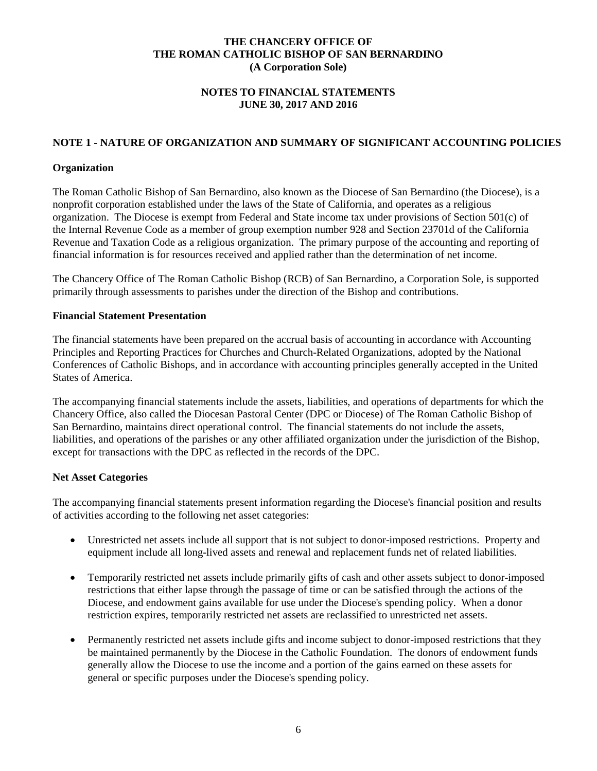# THE CHANCERY OFFICE OF THE ROMAN CATHOLIC BISHOP OF SAN BERNARDINO (A Corporation Sole)

## NOTES TO FINANCIAL STATEMENTS JUNE 30, 2017 AND 2016

### NOTE 1 - NATURE OF ORGANIZATION AND SUMMARY OF SIGNIFICANT ACCOUNTING POLICIES

**Organization**

The Roman Catholic Bishop of San Bernardino, also known as the Diocese of San Bernardino (the Diocese), is a nonprofit corporation established under the laws of the State of California, and operates as a religious organization. The Diocese is exempt from Federal and State income tax under provisions of Section 501(c) of the Internal Revenue Code as a member of group exemption number 928 and Section 23701d of the California Revenue and Taxation Code as a religious organization. The primary purpose of the accounting and reporting of financial information is for resources received and applied rather than the determination of net income.

The Chancery Office of The Roman Catholic Bishop (RCB) of San Bernardino, a Corporation Sole, is supported primarily through assessments to parishes under the direction of the Bishop and contributions.

**Financial Statement Presentation**

The financial statements have been prepared on the accrual basis of accounting in accordance with Accounting Principles and Reporting Practices for Churches and Church-Related Organizations, adopted by the National Conferences of Catholic Bishops, and in accordance with accounting principles generally accepted in the United States of America.

The accompanying financial statements include the assets, liabilities, and operations of departments for which the Chancery Office, also called the Diocesan Pastoral Center (DPC or Diocese) of The Roman Catholic Bishop of San Bernardino, maintains direct operational control. The financial statements do not include the assets, liabilities, and operations of the parishes or any other affiliated organization under the jurisdiction of the Bishop, except for transactions with the DPC as reflected in the records of the DPC.

**Net Asset Categories**

The accompanying financial statements present information regarding the Diocese's financial position and results of activities according to the following net asset categories:

- Unrestricted net assets include all support that is not subject to donor-imposed restrictions. Property and equipment include all long-lived assets and renewal and replacement funds net of related liabilities.
- Temporarily restricted net assets include primarily gifts of cash and other assets subject to donor-imposed restrictions that either lapse through the passage of time or can be satisfied through the actions of the Diocese, and endowment gains available for use under the Diocese's spending policy. When a donor restriction expires, temporarily restricted net assets are reclassified to unrestricted net assets.
- Permanently restricted net assets include gifts and income subject to donor-imposed restrictions that they be maintained permanently by the Diocese in the Catholic Foundation. The donors of endowment funds generally allow the Diocese to use the income and a portion of the gains earned on these assets for general or specific purposes under the Diocese's spending policy.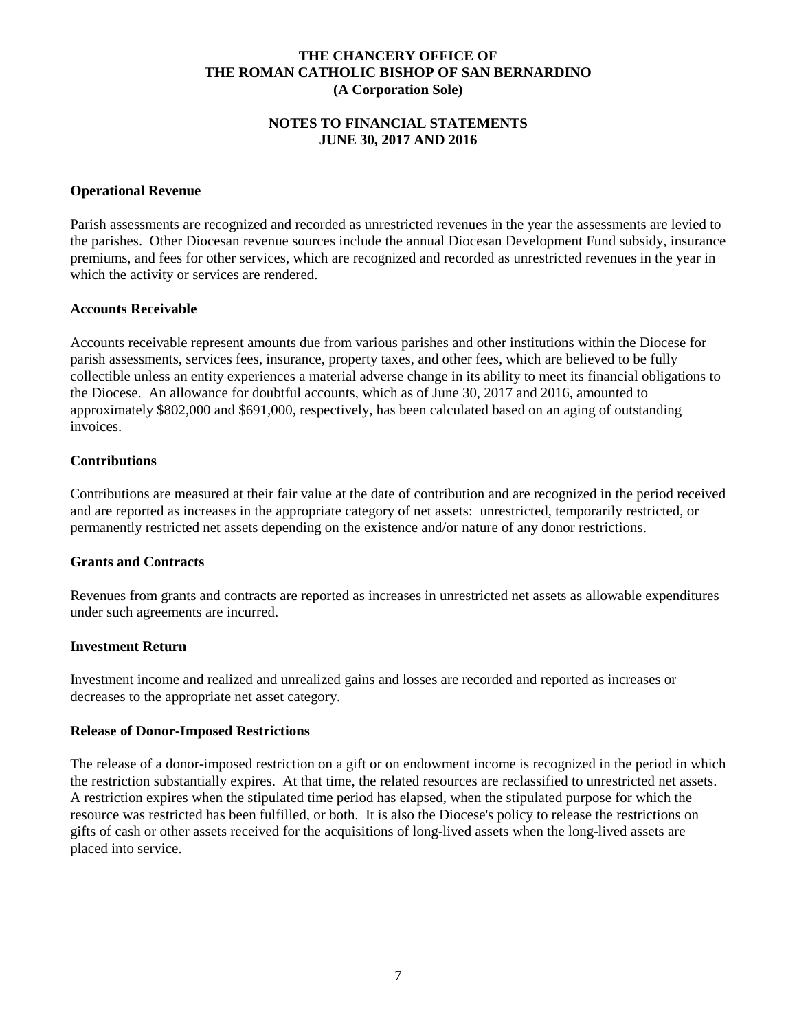**Operational Revenue**

Parish assessments are recognized and recorded as unrestricted revenues in the year the assessments are levied to the parishes. Other Diocesan revenue sources include the annual Diocesan Development Fund subsidy, insurance premiums, and fees for other services, which are recognized and recorded as unrestricted revenues in the year in which the activity or services are rendered.

**Accounts Receivable**

Accounts receivable represent amounts due from various parishes and other institutions within the Diocese for parish assessments, services fees, insurance, property taxes, and other fees, which are believed to be fully collectible unless an entity experiences a material adverse change in its ability to meet its financial obligations to the Diocese. An allowance for doubtful accounts, which as of June 30, 2017 and 2016, amounted to approximately $802,000 and $691,000, respectively, has been calculated based on an aging of outstanding invoices.

**Contributions**

Contributions are measured at their fair value at the date of contribution and are recognized in the period received and are reported as increases in the appropriate category of net assets: unrestricted, temporarily restricted, or permanently restricted net assets depending on the existence and/or nature of any donor restrictions.

**Grants and Contracts**

Revenues from grants and contracts are reported as increases in unrestricted net assets as allowable expenditures under such agreements are incurred.

**Investment Return**

Investment income and realized and unrealized gains and losses are recorded and reported as increases or decreases to the appropriate net asset category.

**Release of Donor-Imposed Restrictions**

The release of a donor-imposed restriction on a gift or on endowment income is recognized in the period in which the restriction substantially expires. At that time, the related resources are reclassified to unrestricted net assets. A restriction expires when the stipulated time period has elapsed, when the stipulated purpose for which the resource was restricted has been fulfilled, or both. It is also the Diocese's policy to release the restrictions on gifts of cash or other assets received for the acquisitions of long-lived assets when the long-lived assets are placed into service.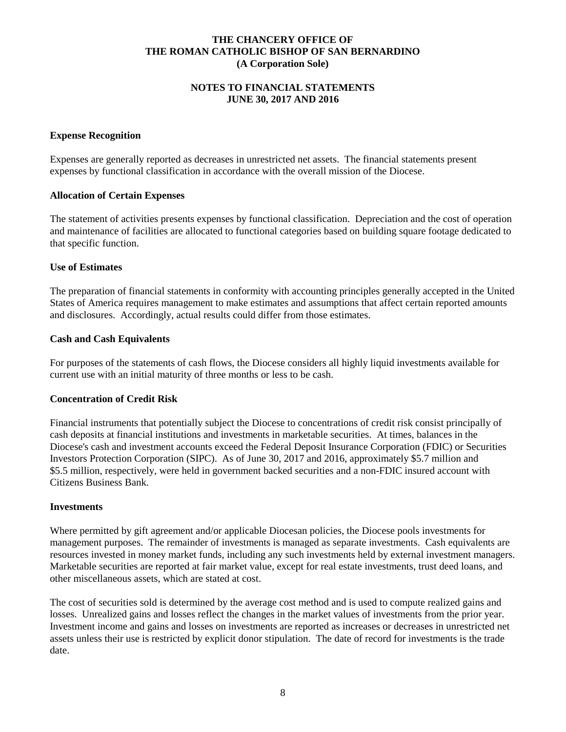**Expense Recognition**

Expenses are generally reported as decreases in unrestricted net assets. The financial statements present expenses by functional classification in accordance with the overall mission of the Diocese.

**Allocation of Certain Expenses**

The statement of activities presents expenses by functional classification. Depreciation and the cost of operation and maintenance of facilities are allocated to functional categories based on building square footage dedicated to that specific function.

**Use of Estimates**

The preparation of financial statements in conformity with accounting principles generally accepted in the United States of America requires management to make estimates and assumptions that affect certain reported amounts and disclosures. Accordingly, actual results could differ from those estimates.

**Cash and Cash Equivalents**

For purposes of the statements of cash flows, the Diocese considers all highly liquid investments available for current use with an initial maturity of three months or less to be cash.

**Concentration of Credit Risk**

Financial instruments that potentially subject the Diocese to concentrations of credit risk consist principally of cash deposits at financial institutions and investments in marketable securities. At times, balances in the Diocese's cash and investment accounts exceed the Federal Deposit Insurance Corporation (FDIC) or Securities Investors Protection Corporation (SIPC). As of June 30, 2017 and 2016, approximately $5.7 million and $5.5 million, respectively, were held in government backed securities and a non-FDIC insured account with Citizens Business Bank.

**Investments**

Where permitted by gift agreement and/or applicable Diocesan policies, the Diocese pools investments for management purposes. The remainder of investments is managed as separate investments. Cash equivalents are resources invested in money market funds, including any such investments held by external investment managers. Marketable securities are reported at fair market value, except for real estate investments, trust deed loans, and other miscellaneous assets, which are stated at cost.

The cost of securities sold is determined by the average cost method and is used to compute realized gains and losses. Unrealized gains and losses reflect the changes in the market values of investments from the prior year. Investment income and gains and losses on investments are reported as increases or decreases in unrestricted net assets unless their use is restricted by explicit donor stipulation. The date of record for investments is the trade date.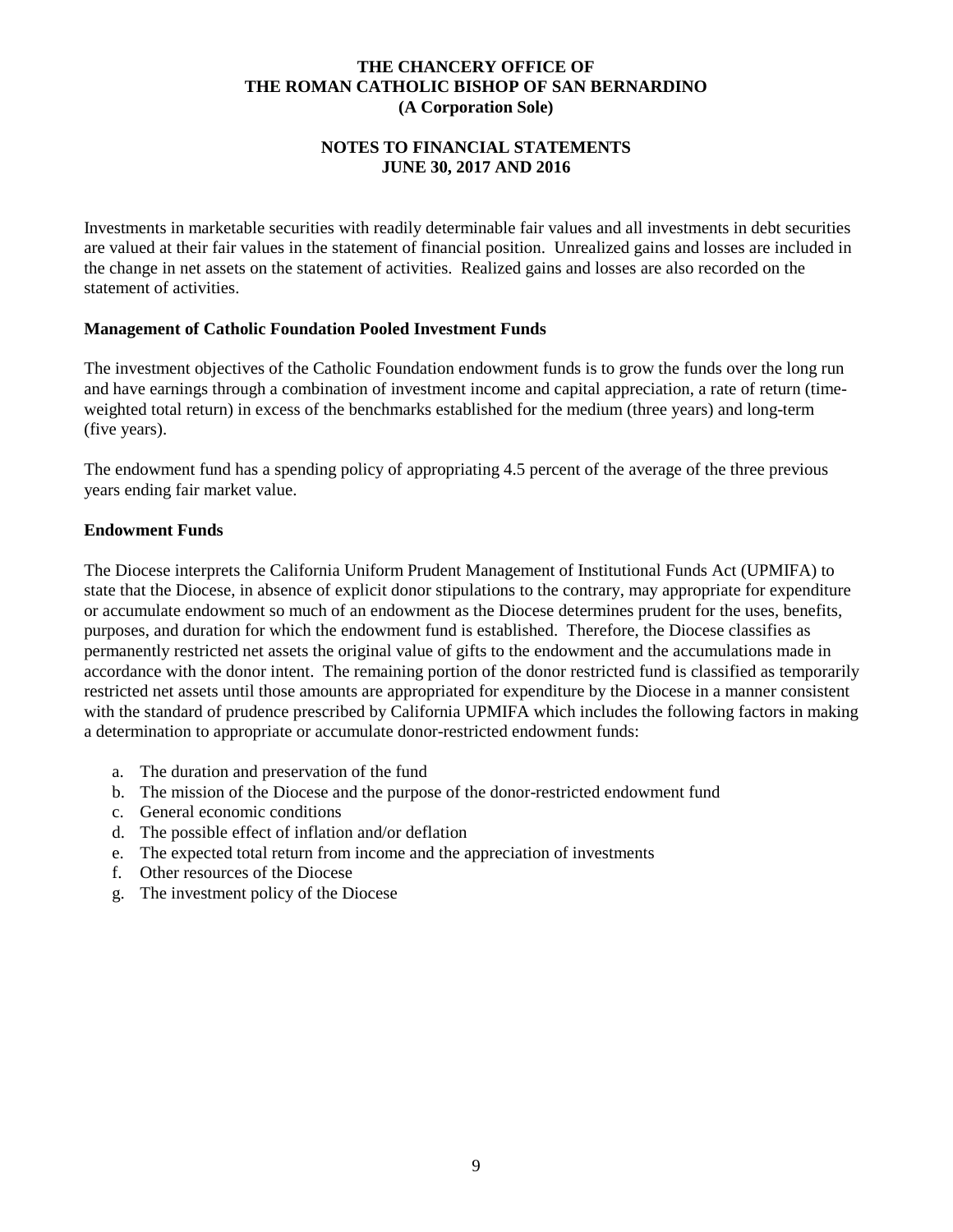Investments in marketable securities with readily determinable fair values and all investments in debt securities are valued at their fair values in the statement of financial position. Unrealized gains and losses are included in the change in net assets on the statement of activities. Realized gains and losses are also recorded on the statement of activities.

**Management of Catholic Foundation Pooled Investment Funds**

The investment objectives of the Catholic Foundation endowment funds is to grow the funds over the long run and have earnings through a combination of investment income and capital appreciation, a rate of return (time-weighted total return) in excess of the benchmarks established for the medium (three years) and long-term (five years).

The endowment fund has a spending policy of appropriating 4.5 percent of the average of the three previous years ending fair market value.

**Endowment Funds**

The Diocese interprets the California Uniform Prudent Management of Institutional Funds Act (UPMIFA) to state that the Diocese, in absence of explicit donor stipulations to the contrary, may appropriate for expenditure or accumulate endowment so much of an endowment as the Diocese determines prudent for the uses, benefits, purposes, and duration for which the endowment fund is established. Therefore, the Diocese classifies as permanently restricted net assets the original value of gifts to the endowment and the accumulations made in accordance with the donor intent. The remaining portion of the donor restricted fund is classified as temporarily restricted net assets until those amounts are appropriated for expenditure by the Diocese in a manner consistent with the standard of prudence prescribed by California UPMIFA which includes the following factors in making a determination to appropriate or accumulate donor-restricted endowment funds:

a. The duration and preservation of the fund
b. The mission of the Diocese and the purpose of the donor-restricted endowment fund
c. General economic conditions
d. The possible effect of inflation and/or deflation
e. The expected total return from income and the appreciation of investments
f. Other resources of the Diocese
g. The investment policy of the Diocese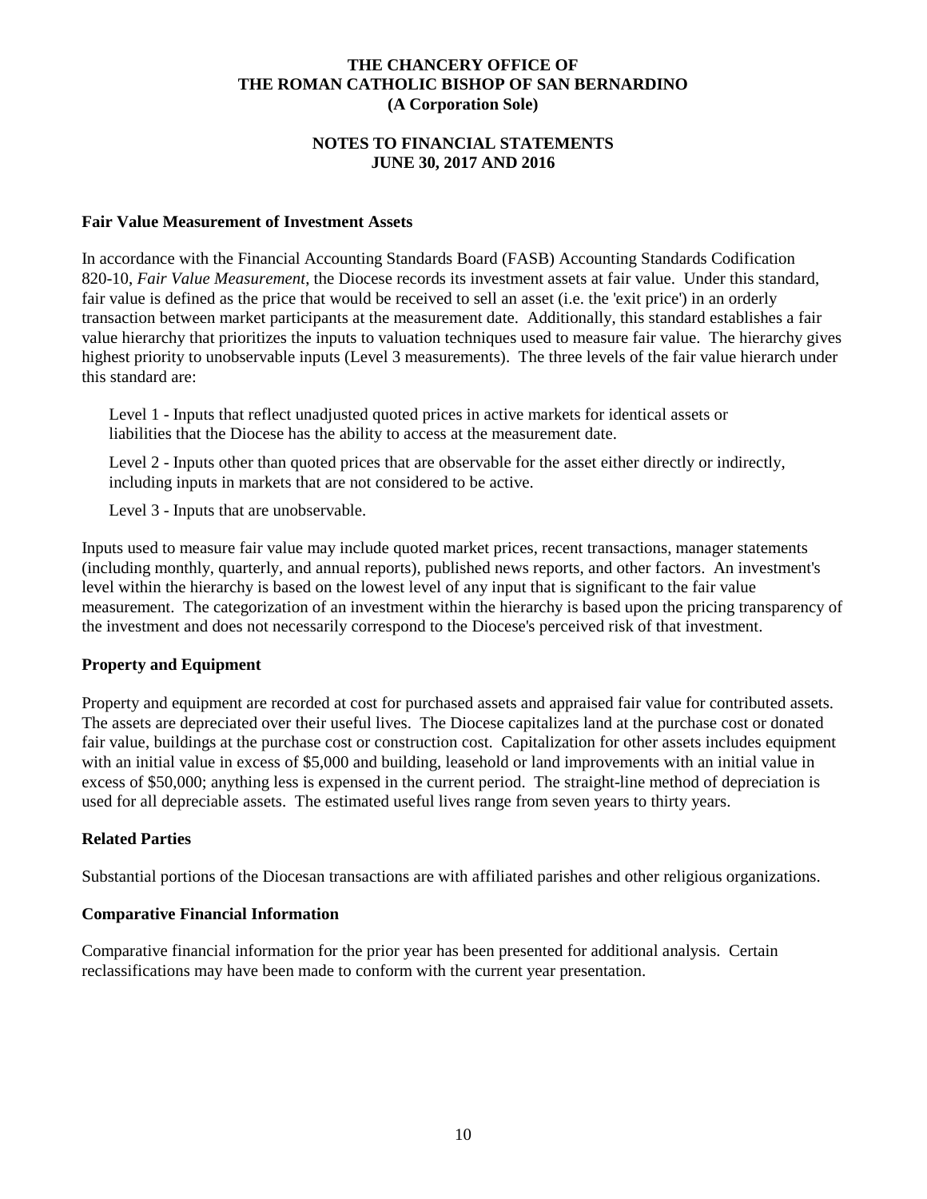**THE CHANCERY OFFICE OF**
**THE ROMAN CATHOLIC BISHOP OF SAN BERNARDINO**
**(A Corporation Sole)**

**NOTES TO FINANCIAL STATEMENTS**
**JUNE 30, 2017 AND 2016**

### Fair Value Measurement of Investment Assets

In accordance with the Financial Accounting Standards Board (FASB) Accounting Standards Codification 820-10, *Fair Value Measurement*, the Diocese records its investment assets at fair value. Under this standard, fair value is defined as the price that would be received to sell an asset (i.e. the 'exit price') in an orderly transaction between market participants at the measurement date. Additionally, this standard establishes a fair value hierarchy that prioritizes the inputs to valuation techniques used to measure fair value. The hierarchy gives highest priority to unobservable inputs (Level 3 measurements). The three levels of the fair value hierarch under this standard are:

Level 1 - Inputs that reflect unadjusted quoted prices in active markets for identical assets or liabilities that the Diocese has the ability to access at the measurement date.

Level 2 - Inputs other than quoted prices that are observable for the asset either directly or indirectly, including inputs in markets that are not considered to be active.

Level 3 - Inputs that are unobservable.

Inputs used to measure fair value may include quoted market prices, recent transactions, manager statements (including monthly, quarterly, and annual reports), published news reports, and other factors. An investment's level within the hierarchy is based on the lowest level of any input that is significant to the fair value measurement. The categorization of an investment within the hierarchy is based upon the pricing transparency of the investment and does not necessarily correspond to the Diocese's perceived risk of that investment.

### Property and Equipment

Property and equipment are recorded at cost for purchased assets and appraised fair value for contributed assets. The assets are depreciated over their useful lives. The Diocese capitalizes land at the purchase cost or donated fair value, buildings at the purchase cost or construction cost. Capitalization for other assets includes equipment with an initial value in excess of $5,000 and building, leasehold or land improvements with an initial value in excess of $50,000; anything less is expensed in the current period. The straight-line method of depreciation is used for all depreciable assets. The estimated useful lives range from seven years to thirty years.

### Related Parties

Substantial portions of the Diocesan transactions are with affiliated parishes and other religious organizations.

### Comparative Financial Information

Comparative financial information for the prior year has been presented for additional analysis. Certain reclassifications may have been made to conform with the current year presentation.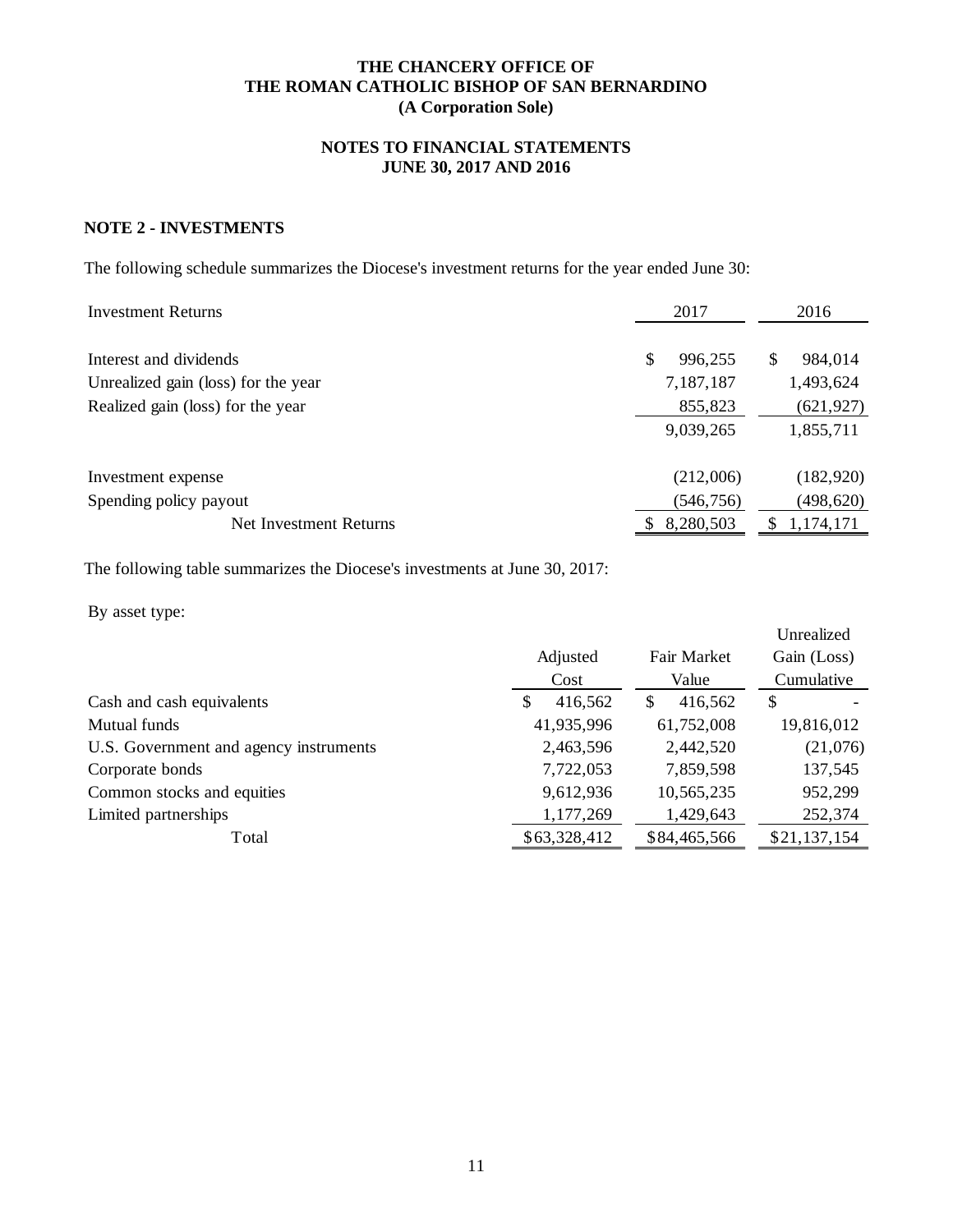**THE CHANCERY OFFICE OF**
**THE ROMAN CATHOLIC BISHOP OF SAN BERNARDINO**
**(A Corporation Sole)**

**NOTES TO FINANCIAL STATEMENTS**
**JUNE 30, 2017 AND 2016**

## NOTE 2 - INVESTMENTS

The following schedule summarizes the Diocese's investment returns for the year ended June 30:

| Investment Returns | 2017 | 2016 |
|---|---|---|
| Interest and dividends | $ 996,255 | $ 984,014 |
| Unrealized gain (loss) for the year | 7,187,187 | 1,493,624 |
| Realized gain (loss) for the year | 855,823 | (621,927) |
| | 9,039,265 | 1,855,711 |
| Investment expense | (212,006) | (182,920) |
| Spending policy payout | (546,756) | (498,620) |
| Net Investment Returns | $ 8,280,503 | $ 1,174,171 |

The following table summarizes the Diocese's investments at June 30, 2017:

By asset type:

| | Adjusted Cost | Fair Market Value | Unrealized Gain (Loss) Cumulative |
|---|---|---|---|
| Cash and cash equivalents | $ 416,562 | $ 416,562 | $ - |
| Mutual funds | 41,935,996 | 61,752,008 | 19,816,012 |
| U.S. Government and agency instruments | 2,463,596 | 2,442,520 | (21,076) |
| Corporate bonds | 7,722,053 | 7,859,598 | 137,545 |
| Common stocks and equities | 9,612,936 | 10,565,235 | 952,299 |
| Limited partnerships | 1,177,269 | 1,429,643 | 252,374 |
| Total | $63,328,412 | $84,465,566 | $21,137,154 |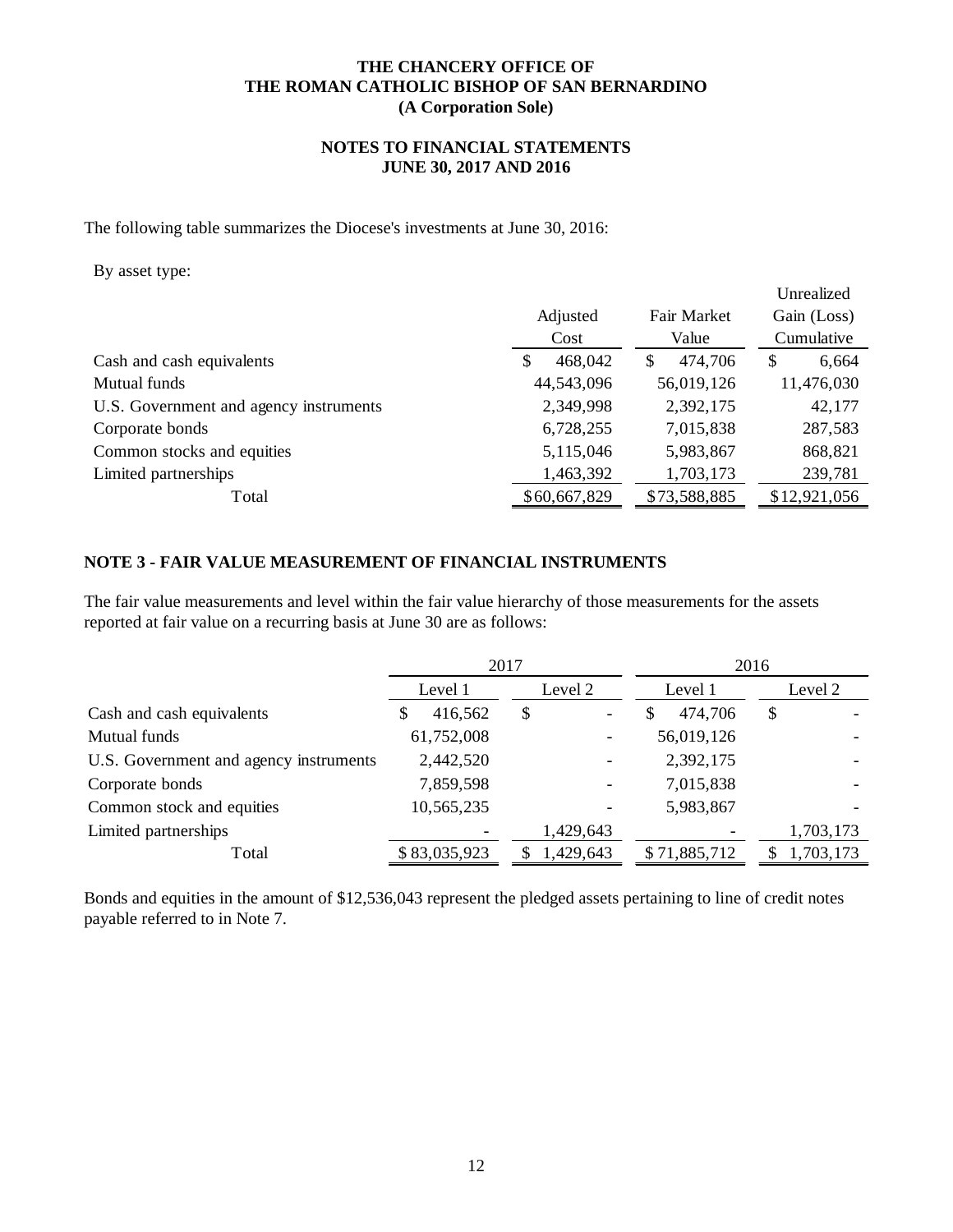The following table summarizes the Diocese's investments at June 30, 2016:

By asset type:

| | Adjusted Cost | Fair Market Value | Unrealized Gain (Loss) Cumulative |
|---|---|---|---|
| Cash and cash equivalents | $ 468,042 | $ 474,706 | $ 6,664 |
| Mutual funds | 44,543,096 | 56,019,126 | 11,476,030 |
| U.S. Government and agency instruments | 2,349,998 | 2,392,175 | 42,177 |
| Corporate bonds | 6,728,255 | 7,015,838 | 287,583 |
| Common stocks and equities | 5,115,046 | 5,983,867 | 868,821 |
| Limited partnerships | 1,463,392 | 1,703,173 | 239,781 |
| Total | $60,667,829 | $73,588,885 | $12,921,056 |

## NOTE 3 - FAIR VALUE MEASUREMENT OF FINANCIAL INSTRUMENTS

The fair value measurements and level within the fair value hierarchy of those measurements for the assets reported at fair value on a recurring basis at June 30 are as follows:

| | 2017 | | 2016 | |
|---|---|---|---|---|
| | Level 1 | Level 2 | Level 1 | Level 2 |
| Cash and cash equivalents | $ 416,562 | $ - | $ 474,706 | $ - |
| Mutual funds | 61,752,008 | - | 56,019,126 | - |
| U.S. Government and agency instruments | 2,442,520 | - | 2,392,175 | - |
| Corporate bonds | 7,859,598 | - | 7,015,838 | - |
| Common stock and equities | 10,565,235 | - | 5,983,867 | - |
| Limited partnerships | - | 1,429,643 | - | 1,703,173 |
| Total | $ 83,035,923 | $ 1,429,643 | $ 71,885,712 | $ 1,703,173 |

Bonds and equities in the amount of $12,536,043 represent the pledged assets pertaining to line of credit notes payable referred to in Note 7.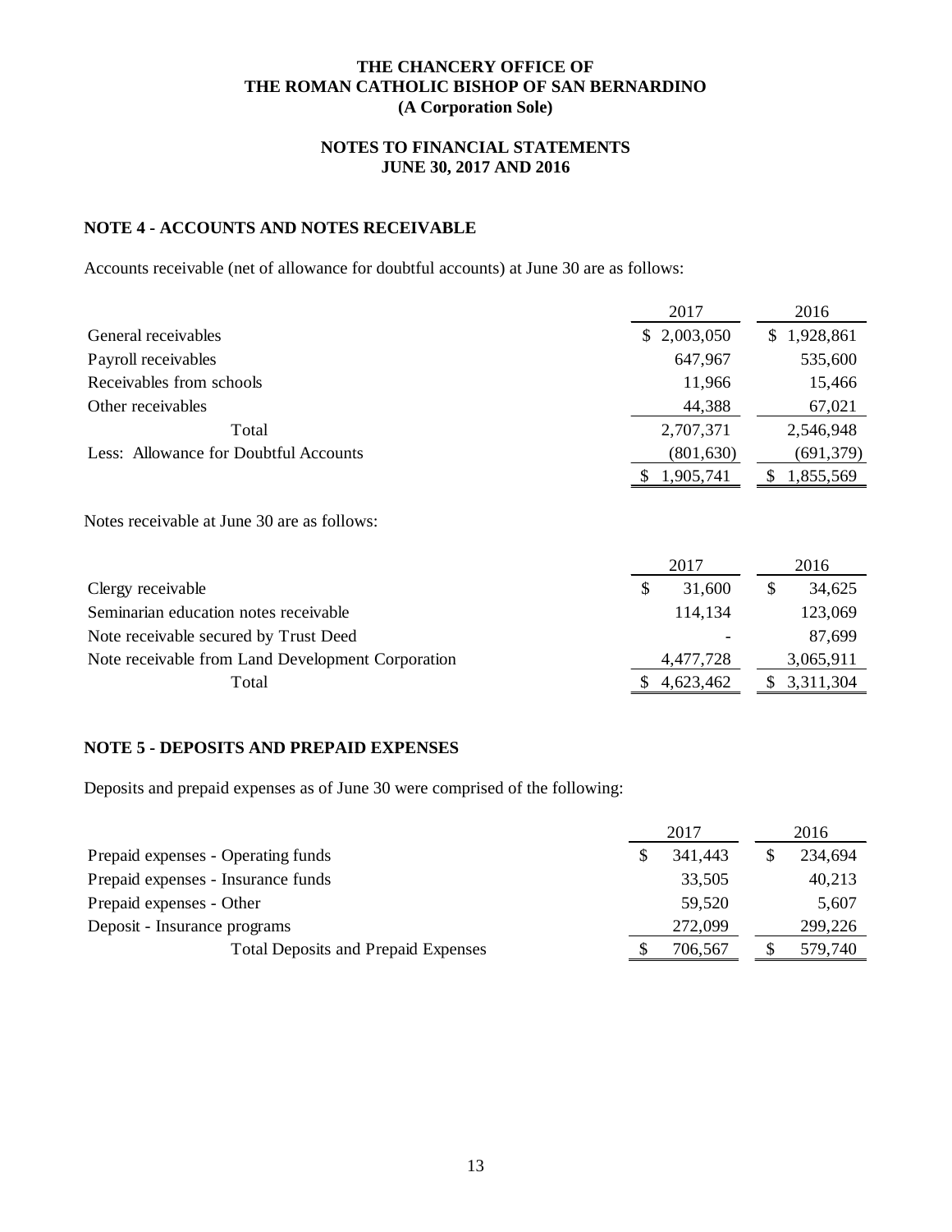**THE CHANCERY OFFICE OF**
**THE ROMAN CATHOLIC BISHOP OF SAN BERNARDINO**
**(A Corporation Sole)**

**NOTES TO FINANCIAL STATEMENTS**
**JUNE 30, 2017 AND 2016**

## NOTE 4 - ACCOUNTS AND NOTES RECEIVABLE

Accounts receivable (net of allowance for doubtful accounts) at June 30 are as follows:

| | 2017 | 2016 |
|---|---|---|
| General receivables | $ 2,003,050 | $ 1,928,861 |
| Payroll receivables | 647,967 | 535,600 |
| Receivables from schools | 11,966 | 15,466 |
| Other receivables | 44,388 | 67,021 |
| Total | 2,707,371 | 2,546,948 |
| Less: Allowance for Doubtful Accounts | (801,630) | (691,379) |
| | $ 1,905,741 | $ 1,855,569 |

Notes receivable at June 30 are as follows:

| | 2017 | 2016 |
|---|---|---|
| Clergy receivable | $ 31,600 | $ 34,625 |
| Seminarian education notes receivable | 114,134 | 123,069 |
| Note receivable secured by Trust Deed | - | 87,699 |
| Note receivable from Land Development Corporation | 4,477,728 | 3,065,911 |
| Total | $ 4,623,462 | $ 3,311,304 |

## NOTE 5 - DEPOSITS AND PREPAID EXPENSES

Deposits and prepaid expenses as of June 30 were comprised of the following:

| | 2017 | 2016 |
|---|---|---|
| Prepaid expenses - Operating funds | $ 341,443 | $ 234,694 |
| Prepaid expenses - Insurance funds | 33,505 | 40,213 |
| Prepaid expenses - Other | 59,520 | 5,607 |
| Deposit - Insurance programs | 272,099 | 299,226 |
| Total Deposits and Prepaid Expenses | $ 706,567 | $ 579,740 |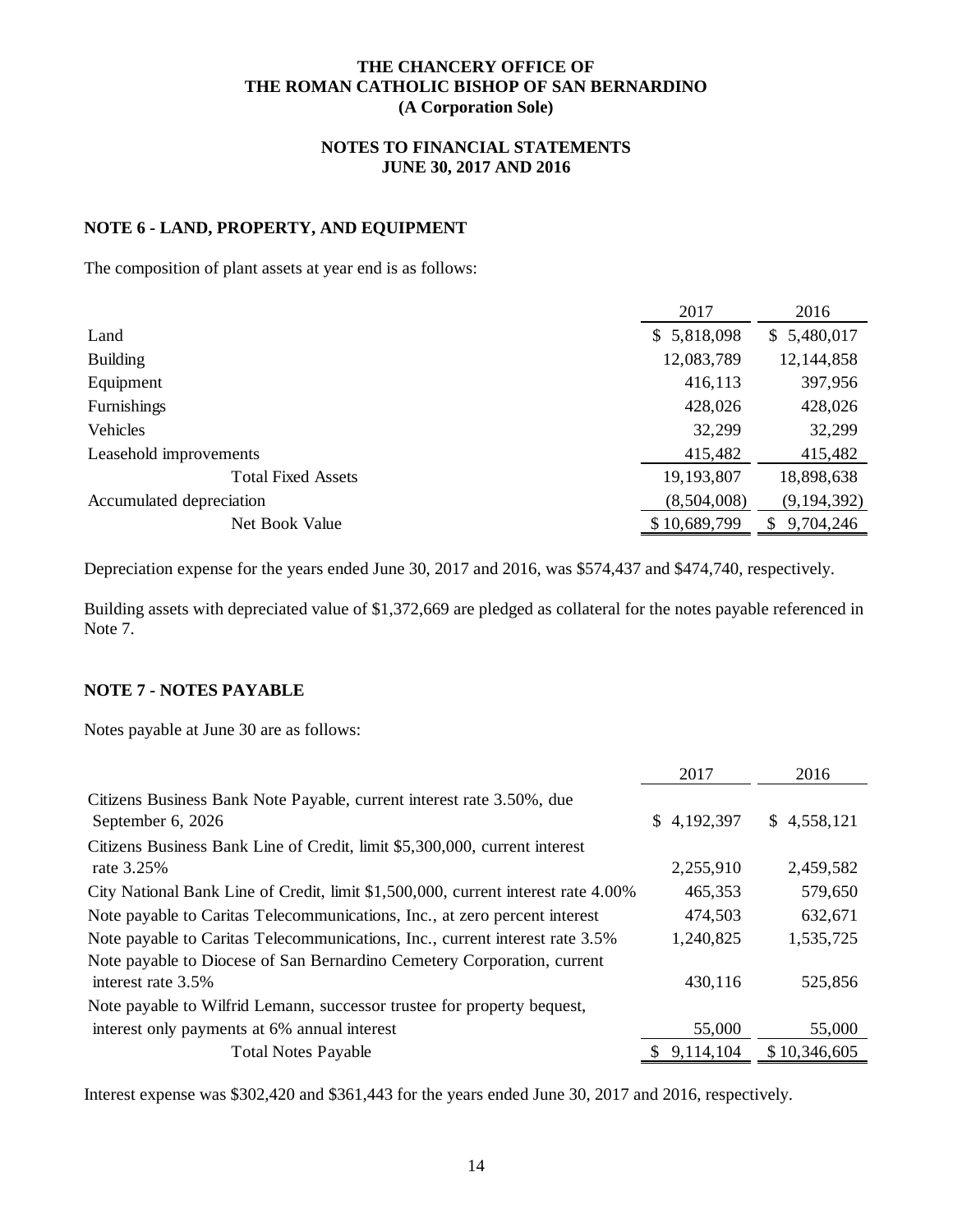**THE CHANCERY OFFICE OF THE ROMAN CATHOLIC BISHOP OF SAN BERNARDINO (A Corporation Sole)**

**NOTES TO FINANCIAL STATEMENTS JUNE 30, 2017 AND 2016**

## NOTE 6 - LAND, PROPERTY, AND EQUIPMENT

The composition of plant assets at year end is as follows:

| | 2017 | 2016 |
|---|---|---|
| Land | $ 5,818,098 | $ 5,480,017 |
| Building | 12,083,789 | 12,144,858 |
| Equipment | 416,113 | 397,956 |
| Furnishings | 428,026 | 428,026 |
| Vehicles | 32,299 | 32,299 |
| Leasehold improvements | 415,482 | 415,482 |
| Total Fixed Assets | 19,193,807 | 18,898,638 |
| Accumulated depreciation | (8,504,008) | (9,194,392) |
| Net Book Value | $ 10,689,799 | $ 9,704,246 |

Depreciation expense for the years ended June 30, 2017 and 2016, was $574,437 and $474,740, respectively.

Building assets with depreciated value of $1,372,669 are pledged as collateral for the notes payable referenced in Note 7.

## NOTE 7 - NOTES PAYABLE

Notes payable at June 30 are as follows:

| | 2017 | 2016 |
|---|---|---|
| Citizens Business Bank Note Payable, current interest rate 3.50%, due September 6, 2026 | $ 4,192,397 | $ 4,558,121 |
| Citizens Business Bank Line of Credit, limit $5,300,000, current interest rate 3.25% | 2,255,910 | 2,459,582 |
| City National Bank Line of Credit, limit $1,500,000, current interest rate 4.00% | 465,353 | 579,650 |
| Note payable to Caritas Telecommunications, Inc., at zero percent interest | 474,503 | 632,671 |
| Note payable to Caritas Telecommunications, Inc., current interest rate 3.5% | 1,240,825 | 1,535,725 |
| Note payable to Diocese of San Bernardino Cemetery Corporation, current interest rate 3.5% | 430,116 | 525,856 |
| Note payable to Wilfrid Lemann, successor trustee for property bequest, interest only payments at 6% annual interest | 55,000 | 55,000 |
| Total Notes Payable | $ 9,114,104 | $ 10,346,605 |

Interest expense was $302,420 and $361,443 for the years ended June 30, 2017 and 2016, respectively.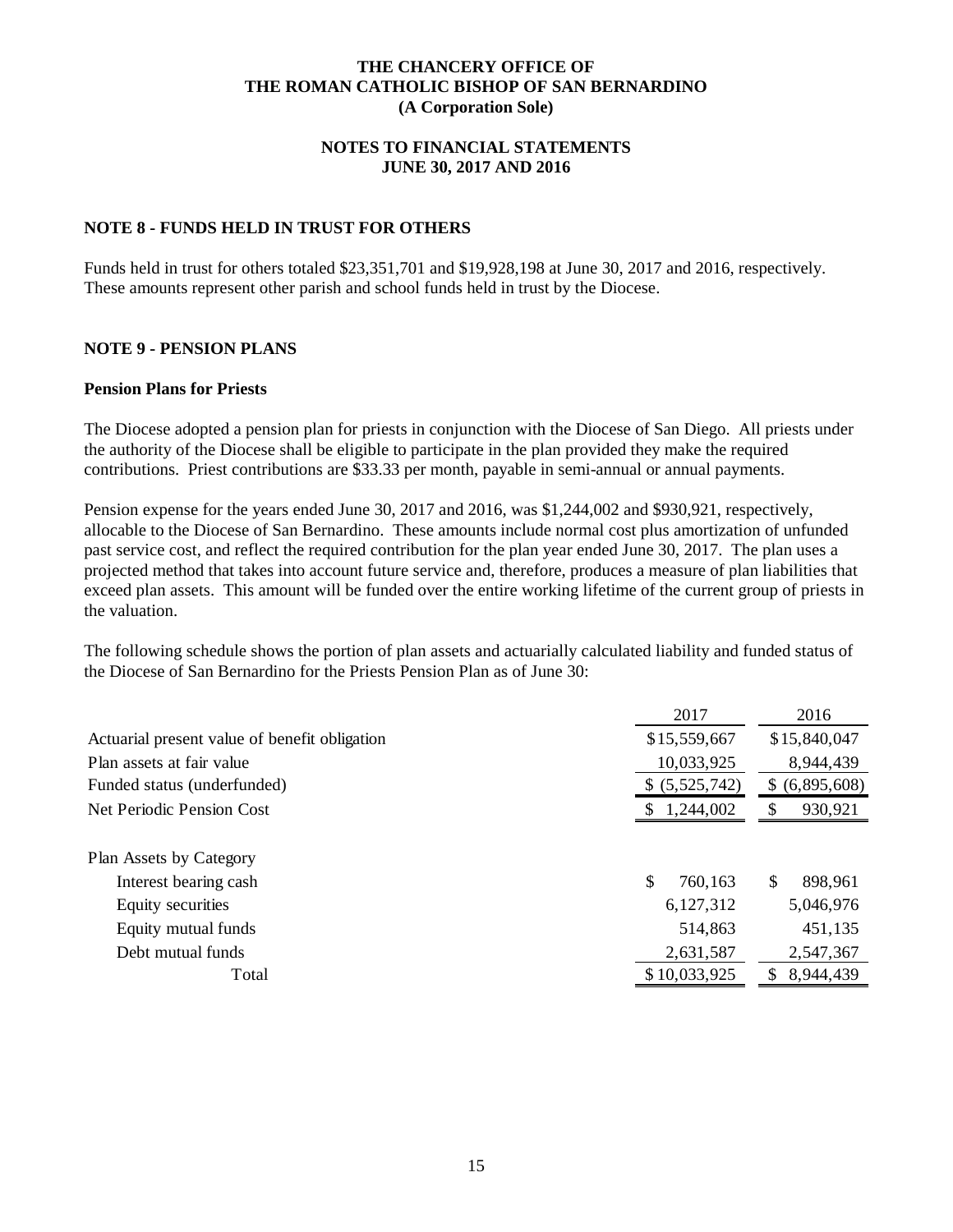# THE CHANCERY OFFICE OF
# THE ROMAN CATHOLIC BISHOP OF SAN BERNARDINO
## (A Corporation Sole)

## NOTES TO FINANCIAL STATEMENTS
## JUNE 30, 2017 AND 2016

### NOTE 8 - FUNDS HELD IN TRUST FOR OTHERS

Funds held in trust for others totaled $23,351,701 and $19,928,198 at June 30, 2017 and 2016, respectively. These amounts represent other parish and school funds held in trust by the Diocese.

### NOTE 9 - PENSION PLANS

**Pension Plans for Priests**

The Diocese adopted a pension plan for priests in conjunction with the Diocese of San Diego. All priests under the authority of the Diocese shall be eligible to participate in the plan provided they make the required contributions. Priest contributions are $33.33 per month, payable in semi-annual or annual payments.

Pension expense for the years ended June 30, 2017 and 2016, was $1,244,002 and $930,921, respectively, allocable to the Diocese of San Bernardino. These amounts include normal cost plus amortization of unfunded past service cost, and reflect the required contribution for the plan year ended June 30, 2017. The plan uses a projected method that takes into account future service and, therefore, produces a measure of plan liabilities that exceed plan assets. This amount will be funded over the entire working lifetime of the current group of priests in the valuation.

The following schedule shows the portion of plan assets and actuarially calculated liability and funded status of the Diocese of San Bernardino for the Priests Pension Plan as of June 30:

| | 2017 | 2016 |
|---|---|---|
| Actuarial present value of benefit obligation | $15,559,667 | $15,840,047 |
| Plan assets at fair value | 10,033,925 | 8,944,439 |
| Funded status (underfunded) | $ (5,525,742) | $ (6,895,608) |
| Net Periodic Pension Cost | $ 1,244,002 | $ 930,921 |
| | | |
| Plan Assets by Category | | |
| Interest bearing cash | $ 760,163 | $ 898,961 |
| Equity securities | 6,127,312 | 5,046,976 |
| Equity mutual funds | 514,863 | 451,135 |
| Debt mutual funds | 2,631,587 | 2,547,367 |
| Total | $ 10,033,925 | $ 8,944,439 |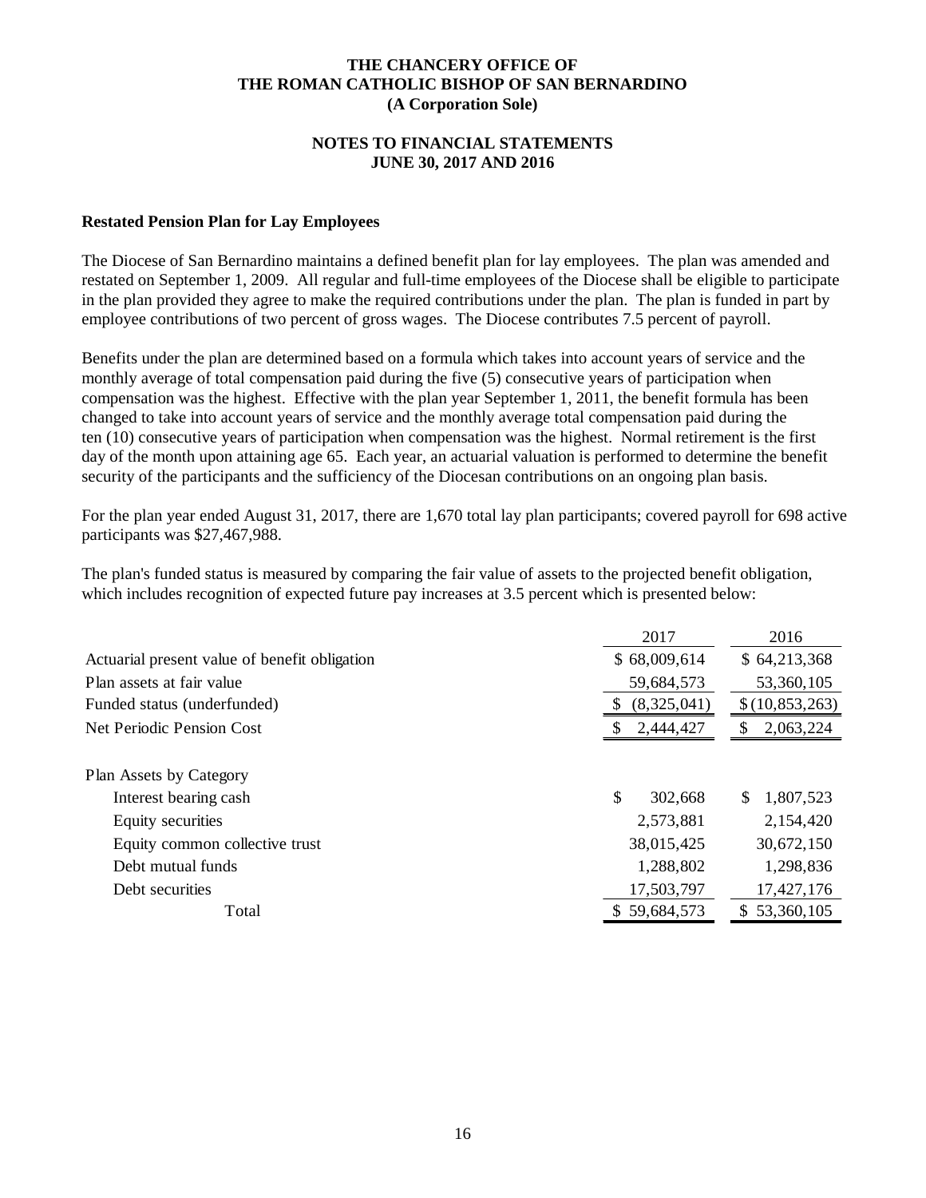**THE CHANCERY OFFICE OF**
**THE ROMAN CATHOLIC BISHOP OF SAN BERNARDINO**
**(A Corporation Sole)**

**NOTES TO FINANCIAL STATEMENTS**
**JUNE 30, 2017 AND 2016**

**Restated Pension Plan for Lay Employees**

The Diocese of San Bernardino maintains a defined benefit plan for lay employees. The plan was amended and restated on September 1, 2009. All regular and full-time employees of the Diocese shall be eligible to participate in the plan provided they agree to make the required contributions under the plan. The plan is funded in part by employee contributions of two percent of gross wages. The Diocese contributes 7.5 percent of payroll.

Benefits under the plan are determined based on a formula which takes into account years of service and the monthly average of total compensation paid during the five (5) consecutive years of participation when compensation was the highest. Effective with the plan year September 1, 2011, the benefit formula has been changed to take into account years of service and the monthly average total compensation paid during the ten (10) consecutive years of participation when compensation was the highest. Normal retirement is the first day of the month upon attaining age 65. Each year, an actuarial valuation is performed to determine the benefit security of the participants and the sufficiency of the Diocesan contributions on an ongoing plan basis.

For the plan year ended August 31, 2017, there are 1,670 total lay plan participants; covered payroll for 698 active participants was $27,467,988.

The plan's funded status is measured by comparing the fair value of assets to the projected benefit obligation, which includes recognition of expected future pay increases at 3.5 percent which is presented below:

| | 2017 | 2016 |
|---|---|---|
| Actuarial present value of benefit obligation | $ 68,009,614 | $ 64,213,368 |
| Plan assets at fair value | 59,684,573 | 53,360,105 |
| Funded status (underfunded) | $ (8,325,041) | $ (10,853,263) |
| Net Periodic Pension Cost | $ 2,444,427 | $ 2,063,224 |
| | | |
| Plan Assets by Category | | |
| Interest bearing cash | $ 302,668 | $ 1,807,523 |
| Equity securities | 2,573,881 | 2,154,420 |
| Equity common collective trust | 38,015,425 | 30,672,150 |
| Debt mutual funds | 1,288,802 | 1,298,836 |
| Debt securities | 17,503,797 | 17,427,176 |
| Total | $ 59,684,573 | $ 53,360,105 |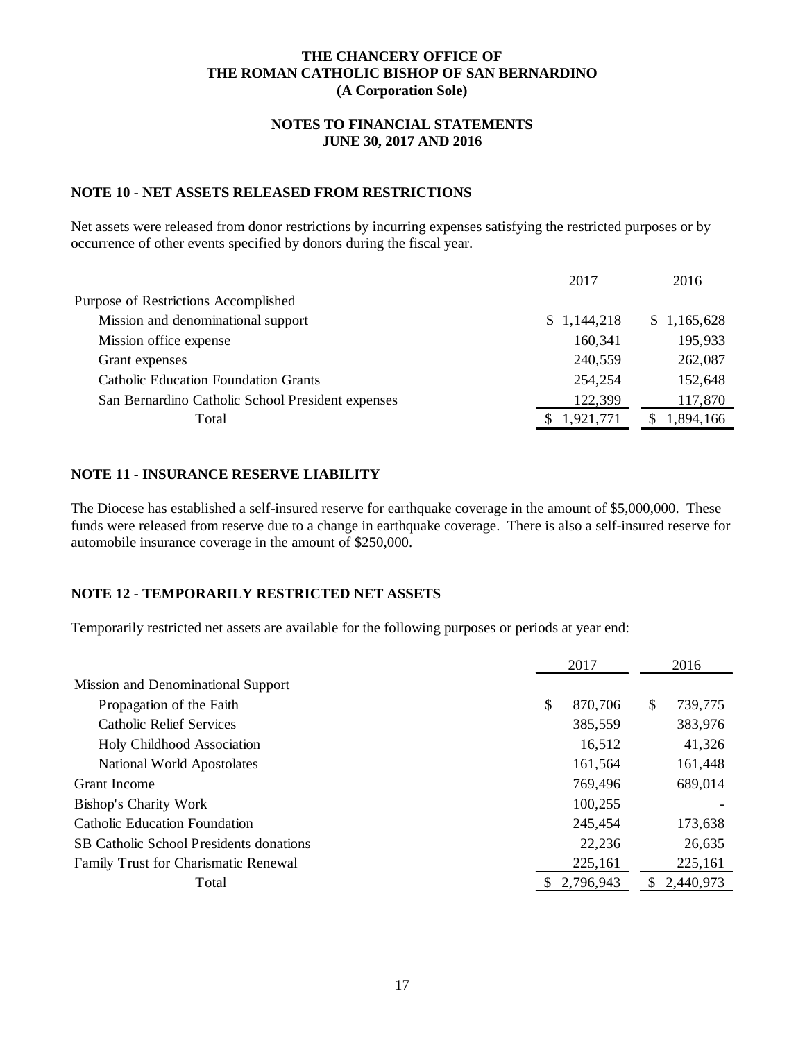# THE CHANCERY OFFICE OF THE ROMAN CATHOLIC BISHOP OF SAN BERNARDINO (A Corporation Sole)

## NOTES TO FINANCIAL STATEMENTS JUNE 30, 2017 AND 2016

### NOTE 10 - NET ASSETS RELEASED FROM RESTRICTIONS

Net assets were released from donor restrictions by incurring expenses satisfying the restricted purposes or by occurrence of other events specified by donors during the fiscal year.

| | 2017 | 2016 |
|---|---|---|
| Purpose of Restrictions Accomplished | | |
| Mission and denominational support | $ 1,144,218 | $ 1,165,628 |
| Mission office expense | 160,341 | 195,933 |
| Grant expenses | 240,559 | 262,087 |
| Catholic Education Foundation Grants | 254,254 | 152,648 |
| San Bernardino Catholic School President expenses | 122,399 | 117,870 |
| Total | $ 1,921,771 | $ 1,894,166 |

### NOTE 11 - INSURANCE RESERVE LIABILITY

The Diocese has established a self-insured reserve for earthquake coverage in the amount of $5,000,000. These funds were released from reserve due to a change in earthquake coverage. There is also a self-insured reserve for automobile insurance coverage in the amount of $250,000.

### NOTE 12 - TEMPORARILY RESTRICTED NET ASSETS

Temporarily restricted net assets are available for the following purposes or periods at year end:

| | 2017 | 2016 |
|---|---|---|
| Mission and Denominational Support | | |
| Propagation of the Faith | $ 870,706 | $ 739,775 |
| Catholic Relief Services | 385,559 | 383,976 |
| Holy Childhood Association | 16,512 | 41,326 |
| National World Apostolates | 161,564 | 161,448 |
| Grant Income | 769,496 | 689,014 |
| Bishop's Charity Work | 100,255 | - |
| Catholic Education Foundation | 245,454 | 173,638 |
| SB Catholic School Presidents donations | 22,236 | 26,635 |
| Family Trust for Charismatic Renewal | 225,161 | 225,161 |
| Total | $ 2,796,943 | $ 2,440,973 |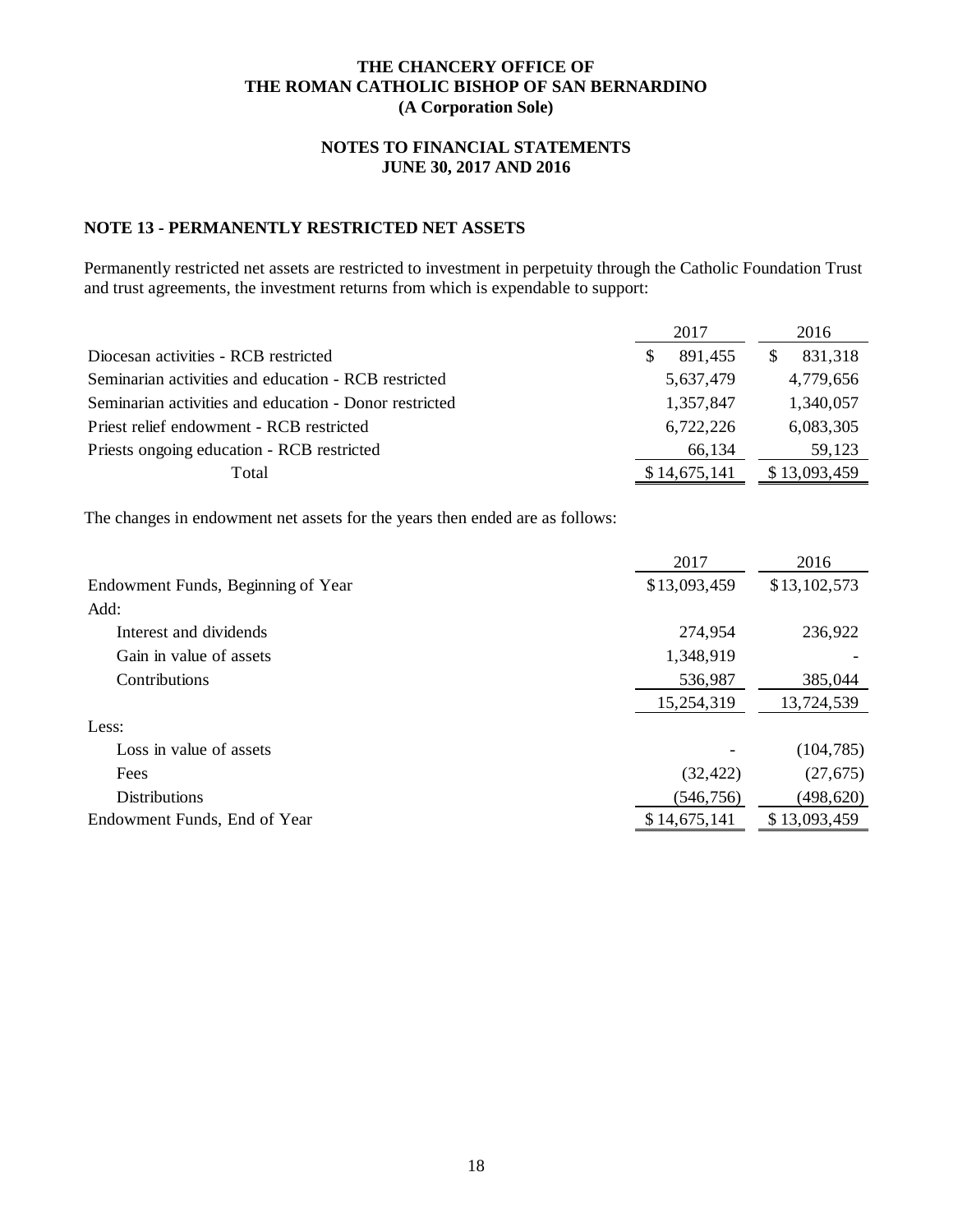# THE CHANCERY OFFICE OF THE ROMAN CATHOLIC BISHOP OF SAN BERNARDINO (A Corporation Sole)

## NOTES TO FINANCIAL STATEMENTS JUNE 30, 2017 AND 2016

### NOTE 13 - PERMANENTLY RESTRICTED NET ASSETS

Permanently restricted net assets are restricted to investment in perpetuity through the Catholic Foundation Trust and trust agreements, the investment returns from which is expendable to support:

| | 2017 | 2016 |
|---|---|---|
| Diocesan activities - RCB restricted | $ 891,455 | $ 831,318 |
| Seminarian activities and education - RCB restricted | 5,637,479 | 4,779,656 |
| Seminarian activities and education - Donor restricted | 1,357,847 | 1,340,057 |
| Priest relief endowment - RCB restricted | 6,722,226 | 6,083,305 |
| Priests ongoing education - RCB restricted | 66,134 | 59,123 |
| Total | $ 14,675,141 | $ 13,093,459 |

The changes in endowment net assets for the years then ended are as follows:

| | 2017 | 2016 |
|---|---|---|
| Endowment Funds, Beginning of Year | $13,093,459 | $13,102,573 |
| Add: | | |
| Interest and dividends | 274,954 | 236,922 |
| Gain in value of assets | 1,348,919 | - |
| Contributions | 536,987 | 385,044 |
| | 15,254,319 | 13,724,539 |
| Less: | | |
| Loss in value of assets | - | (104,785) |
| Fees | (32,422) | (27,675) |
| Distributions | (546,756) | (498,620) |
| Endowment Funds, End of Year | $ 14,675,141 | $ 13,093,459 |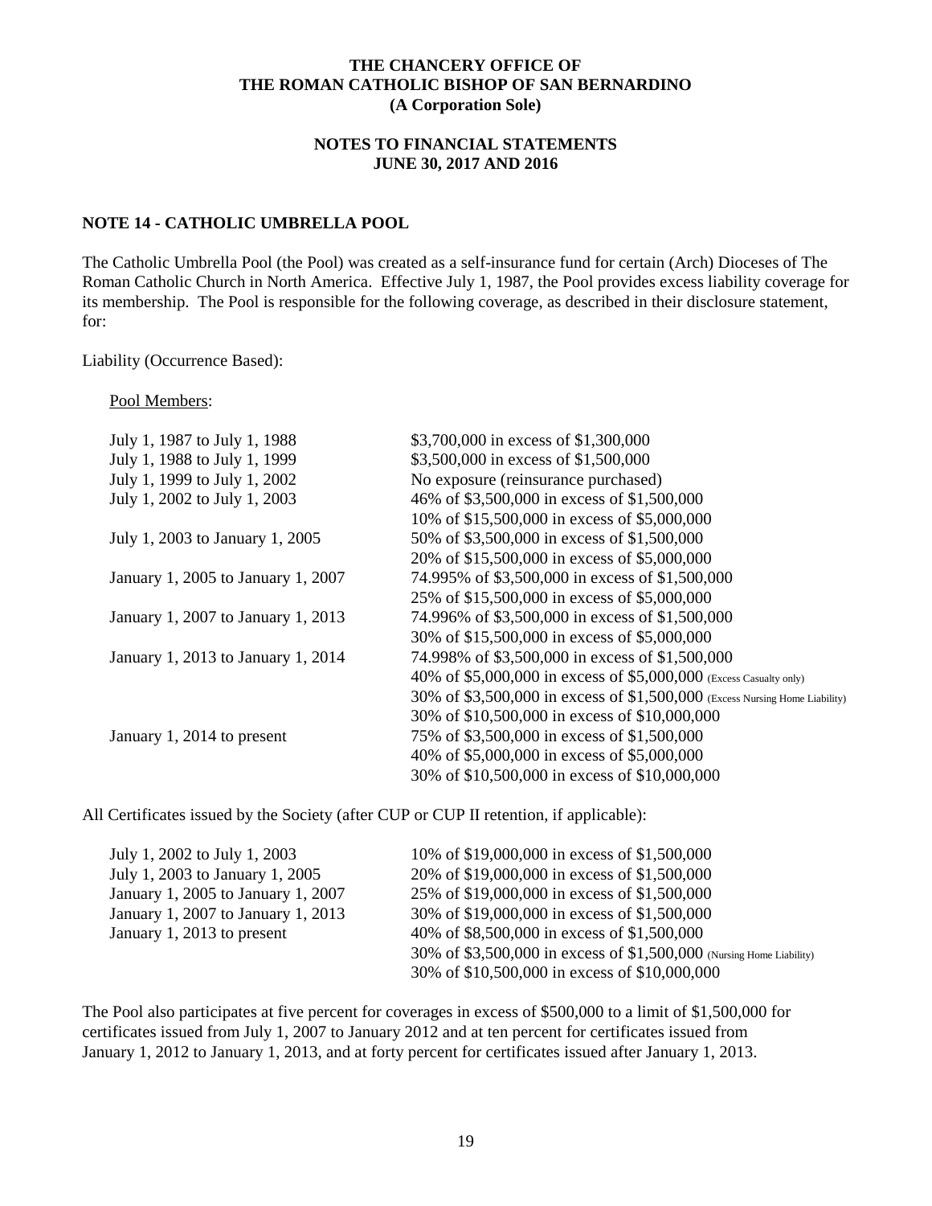**THE CHANCERY OFFICE OF THE ROMAN CATHOLIC BISHOP OF SAN BERNARDINO (A Corporation Sole)**

**NOTES TO FINANCIAL STATEMENTS JUNE 30, 2017 AND 2016**

## NOTE 14 - CATHOLIC UMBRELLA POOL

The Catholic Umbrella Pool (the Pool) was created as a self-insurance fund for certain (Arch) Dioceses of The Roman Catholic Church in North America. Effective July 1, 1987, the Pool provides excess liability coverage for its membership. The Pool is responsible for the following coverage, as described in their disclosure statement, for:

Liability (Occurrence Based):

Pool Members:

| | |
|---|---|
| July 1, 1987 to July 1, 1988 | \$3,700,000 in excess of \$1,300,000 |
| July 1, 1988 to July 1, 1999 | \$3,500,000 in excess of \$1,500,000 |
| July 1, 1999 to July 1, 2002 | No exposure (reinsurance purchased) |
| July 1, 2002 to July 1, 2003 | 46% of \$3,500,000 in excess of \$1,500,000 |
| | 10% of \$15,500,000 in excess of \$5,000,000 |
| July 1, 2003 to January 1, 2005 | 50% of \$3,500,000 in excess of \$1,500,000 |
| | 20% of \$15,500,000 in excess of \$5,000,000 |
| January 1, 2005 to January 1, 2007 | 74.995% of \$3,500,000 in excess of \$1,500,000 |
| | 25% of \$15,500,000 in excess of \$5,000,000 |
| January 1, 2007 to January 1, 2013 | 74.996% of \$3,500,000 in excess of \$1,500,000 |
| | 30% of \$15,500,000 in excess of \$5,000,000 |
| January 1, 2013 to January 1, 2014 | 74.998% of \$3,500,000 in excess of \$1,500,000 |
| | 40% of \$5,000,000 in excess of \$5,000,000 (Excess Casualty only) |
| | 30% of \$3,500,000 in excess of \$1,500,000 (Excess Nursing Home Liability) |
| | 30% of \$10,500,000 in excess of \$10,000,000 |
| January 1, 2014 to present | 75% of \$3,500,000 in excess of \$1,500,000 |
| | 40% of \$5,000,000 in excess of \$5,000,000 |
| | 30% of \$10,500,000 in excess of \$10,000,000 |

All Certificates issued by the Society (after CUP or CUP II retention, if applicable):

| | |
|---|---|
| July 1, 2002 to July 1, 2003 | 10% of \$19,000,000 in excess of \$1,500,000 |
| July 1, 2003 to January 1, 2005 | 20% of \$19,000,000 in excess of \$1,500,000 |
| January 1, 2005 to January 1, 2007 | 25% of \$19,000,000 in excess of \$1,500,000 |
| January 1, 2007 to January 1, 2013 | 30% of \$19,000,000 in excess of \$1,500,000 |
| January 1, 2013 to present | 40% of \$8,500,000 in excess of \$1,500,000 |
| | 30% of \$3,500,000 in excess of \$1,500,000 (Nursing Home Liability) |
| | 30% of \$10,500,000 in excess of \$10,000,000 |

The Pool also participates at five percent for coverages in excess of \$500,000 to a limit of \$1,500,000 for certificates issued from July 1, 2007 to January 2012 and at ten percent for certificates issued from January 1, 2012 to January 1, 2013, and at forty percent for certificates issued after January 1, 2013.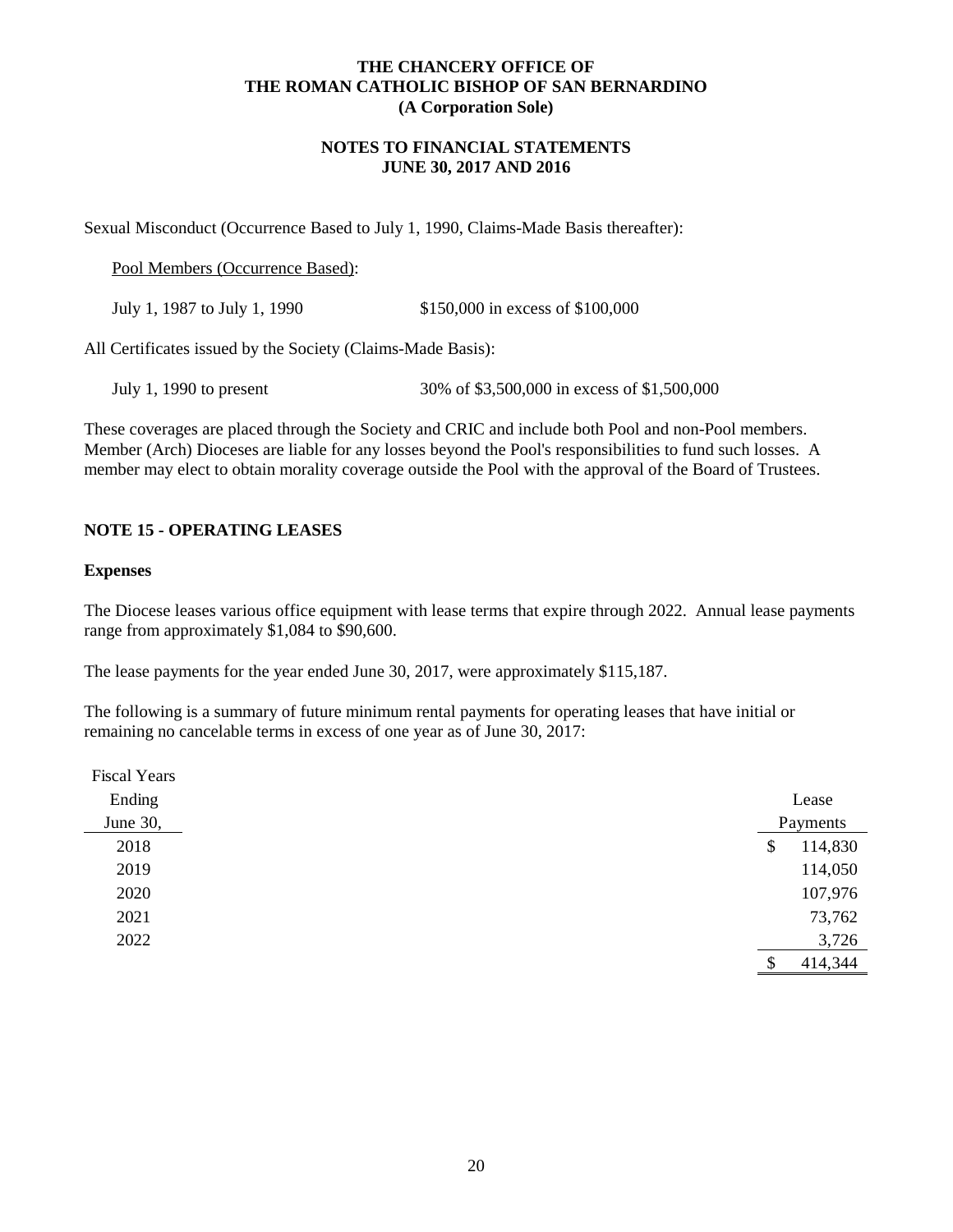Sexual Misconduct (Occurrence Based to July 1, 1990, Claims-Made Basis thereafter):

Pool Members (Occurrence Based):

| | |
|---|---|
| July 1, 1987 to July 1, 1990 | $150,000 in excess of $100,000 |

All Certificates issued by the Society (Claims-Made Basis):

| | |
|---|---|
| July 1, 1990 to present | 30% of $3,500,000 in excess of $1,500,000 |

These coverages are placed through the Society and CRIC and include both Pool and non-Pool members. Member (Arch) Dioceses are liable for any losses beyond the Pool's responsibilities to fund such losses. A member may elect to obtain morality coverage outside the Pool with the approval of the Board of Trustees.

## NOTE 15 - OPERATING LEASES

### Expenses

The Diocese leases various office equipment with lease terms that expire through 2022. Annual lease payments range from approximately $1,084 to $90,600.

The lease payments for the year ended June 30, 2017, were approximately $115,187.

The following is a summary of future minimum rental payments for operating leases that have initial or remaining no cancelable terms in excess of one year as of June 30, 2017:

| Fiscal Years Ending June 30, | Lease Payments |
|---|---|
| 2018 | $ 114,830 |
| 2019 | 114,050 |
| 2020 | 107,976 |
| 2021 | 73,762 |
| 2022 | 3,726 |
| | $ 414,344 |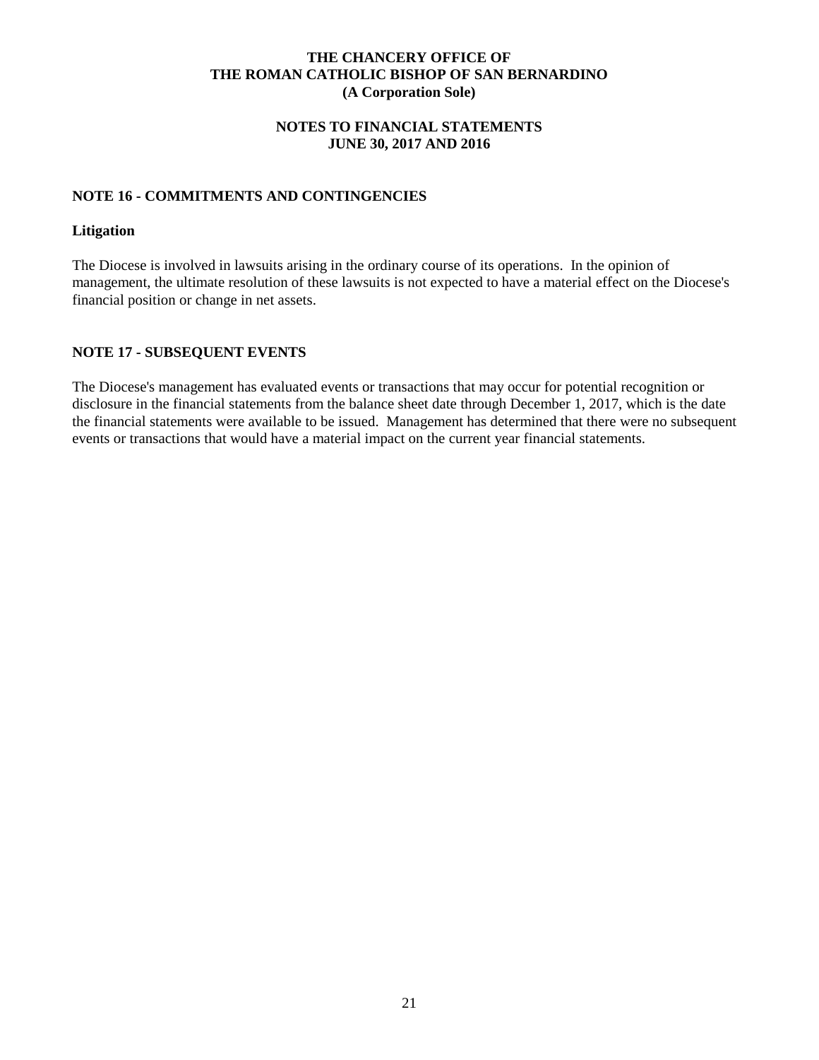## NOTE 16 - COMMITMENTS AND CONTINGENCIES

### Litigation

The Diocese is involved in lawsuits arising in the ordinary course of its operations. In the opinion of management, the ultimate resolution of these lawsuits is not expected to have a material effect on the Diocese's financial position or change in net assets.

## NOTE 17 - SUBSEQUENT EVENTS

The Diocese's management has evaluated events or transactions that may occur for potential recognition or disclosure in the financial statements from the balance sheet date through December 1, 2017, which is the date the financial statements were available to be issued. Management has determined that there were no subsequent events or transactions that would have a material impact on the current year financial statements.